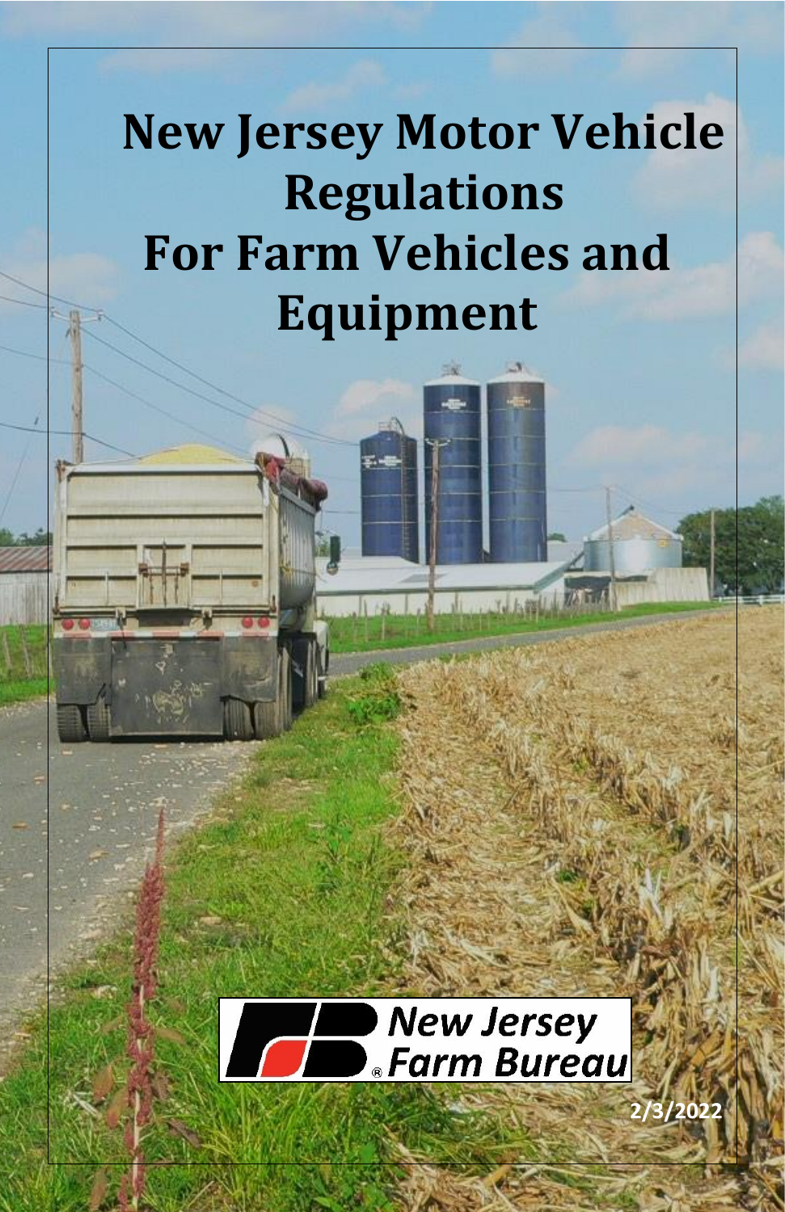# New Jersey Motor Vehicle Regulations For Farm Vehicles and Equipment

New Jersey Farm Bureau

2/3/2022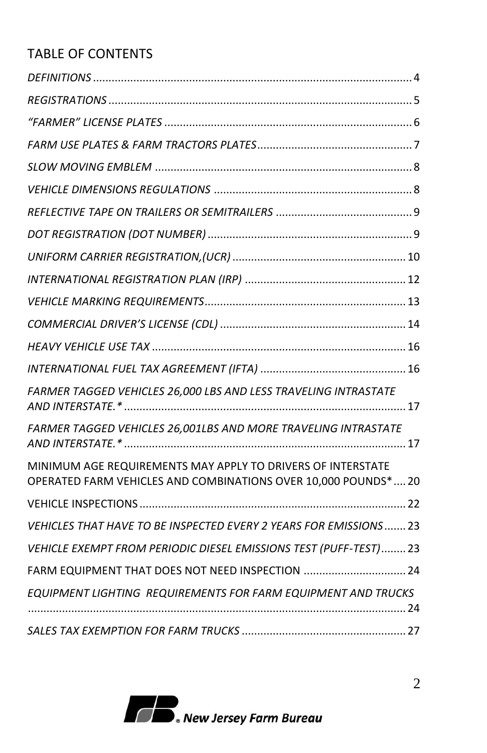## TABLE OF CONTENTS

*DEFINITIONS* ........ 4

*REGISTRATIONS* ........ 5

*"FARMER" LICENSE PLATES* ........ 6

*FARM USE PLATES & FARM TRACTORS PLATES* ........ 7

*SLOW MOVING EMBLEM* ........ 8

*VEHICLE DIMENSIONS REGULATIONS* ........ 8

*REFLECTIVE TAPE ON TRAILERS OR SEMITRAILERS* ........ 9

*DOT REGISTRATION (DOT NUMBER)* ........ 9

*UNIFORM CARRIER REGISTRATION,(UCR)* ........ 10

*INTERNATIONAL REGISTRATION PLAN (IRP)* ........ 12

*VEHICLE MARKING REQUIREMENTS* ........ 13

*COMMERCIAL DRIVER'S LICENSE (CDL)* ........ 14

*HEAVY VEHICLE USE TAX* ........ 16

*INTERNATIONAL FUEL TAX AGREEMENT (IFTA)* ........ 16

*FARMER TAGGED VEHICLES 26,000 LBS AND LESS TRAVELING INTRASTATE AND INTERSTATE.** ........ 17

*FARMER TAGGED VEHICLES 26,001LBS AND MORE TRAVELING INTRASTATE AND INTERSTATE.** ........ 17

MINIMUM AGE REQUIREMENTS MAY APPLY TO DRIVERS OF INTERSTATE OPERATED FARM VEHICLES AND COMBINATIONS OVER 10,000 POUNDS* ........ 20

VEHICLE INSPECTIONS ........ 22

*VEHICLES THAT HAVE TO BE INSPECTED EVERY 2 YEARS FOR EMISSIONS* ........ 23

*VEHICLE EXEMPT FROM PERIODIC DIESEL EMISSIONS TEST (PUFF-TEST)* ........ 23

FARM EQUIPMENT THAT DOES NOT NEED INSPECTION ........ 24

*EQUIPMENT LIGHTING REQUIREMENTS FOR FARM EQUIPMENT AND TRUCKS* ........ 24

*SALES TAX EXEMPTION FOR FARM TRUCKS* ........ 27

New Jersey Farm Bureau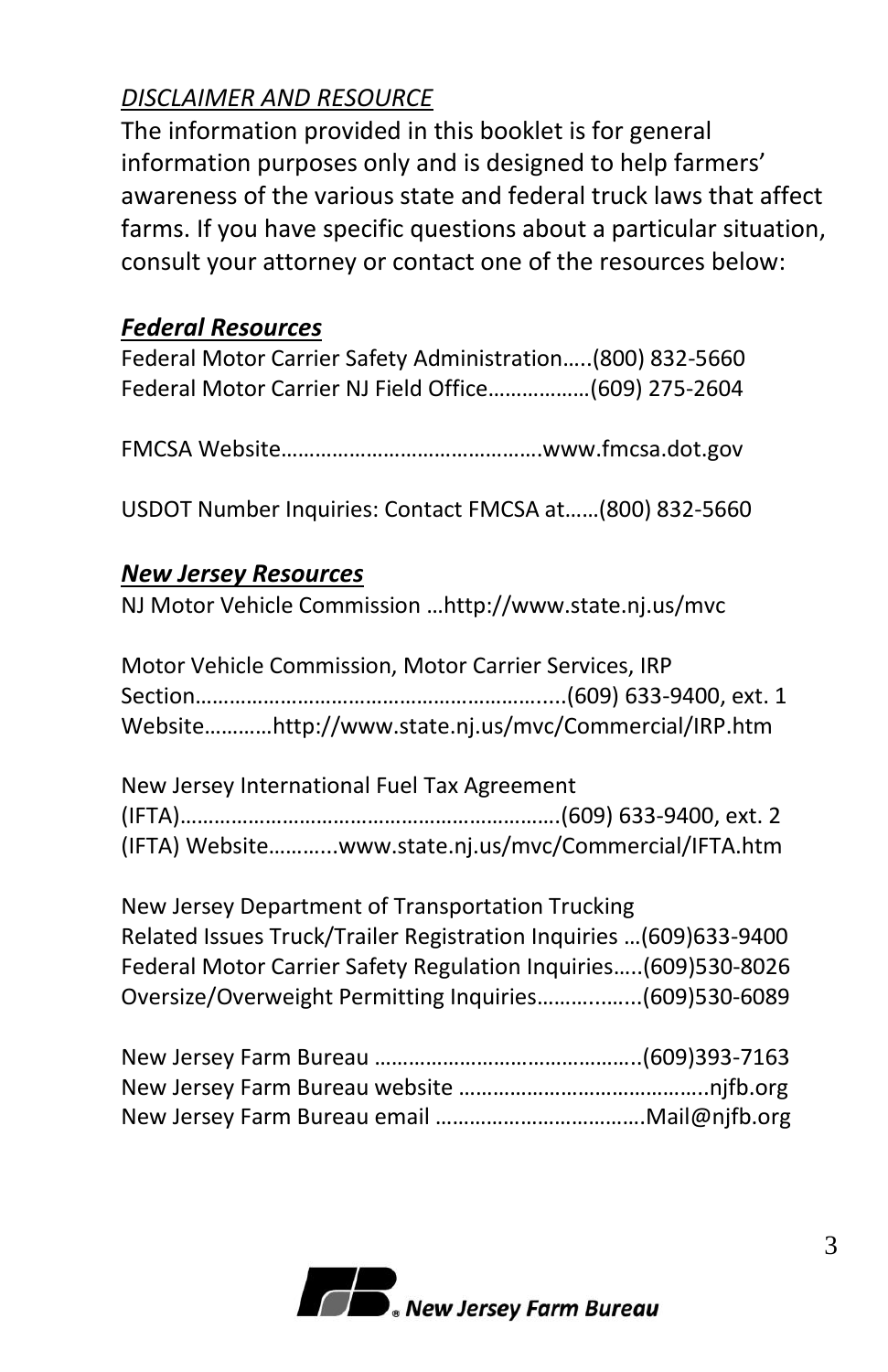*DISCLAIMER AND RESOURCE*

The information provided in this booklet is for general information purposes only and is designed to help farmers' awareness of the various state and federal truck laws that affect farms. If you have specific questions about a particular situation, consult your attorney or contact one of the resources below:

## ***Federal Resources***

Federal Motor Carrier Safety Administration…..(800) 832-5660
Federal Motor Carrier NJ Field Office………………(609) 275-2604

FMCSA Website……………………………………….www.fmcsa.dot.gov

USDOT Number Inquiries: Contact FMCSA at……(800) 832-5660

## ***New Jersey Resources***

NJ Motor Vehicle Commission …http://www.state.nj.us/mvc

Motor Vehicle Commission, Motor Carrier Services, IRP Section……………………………………………………......(609) 633-9400, ext. 1
Website…………http://www.state.nj.us/mvc/Commercial/IRP.htm

New Jersey International Fuel Tax Agreement (IFTA)………………………………………………………….(609) 633-9400, ext. 2
(IFTA) Website………...www.state.nj.us/mvc/Commercial/IFTA.htm

New Jersey Department of Transportation Trucking
Related Issues Truck/Trailer Registration Inquiries …(609)633-9400
Federal Motor Carrier Safety Regulation Inquiries…..(609)530-8026
Oversize/Overweight Permitting Inquiries……….......(609)530-6089

New Jersey Farm Bureau ………………………………………..(609)393-7163
New Jersey Farm Bureau website ……………………………………..njfb.org
New Jersey Farm Bureau email ………………………………Mail@njfb.org

New Jersey Farm Bureau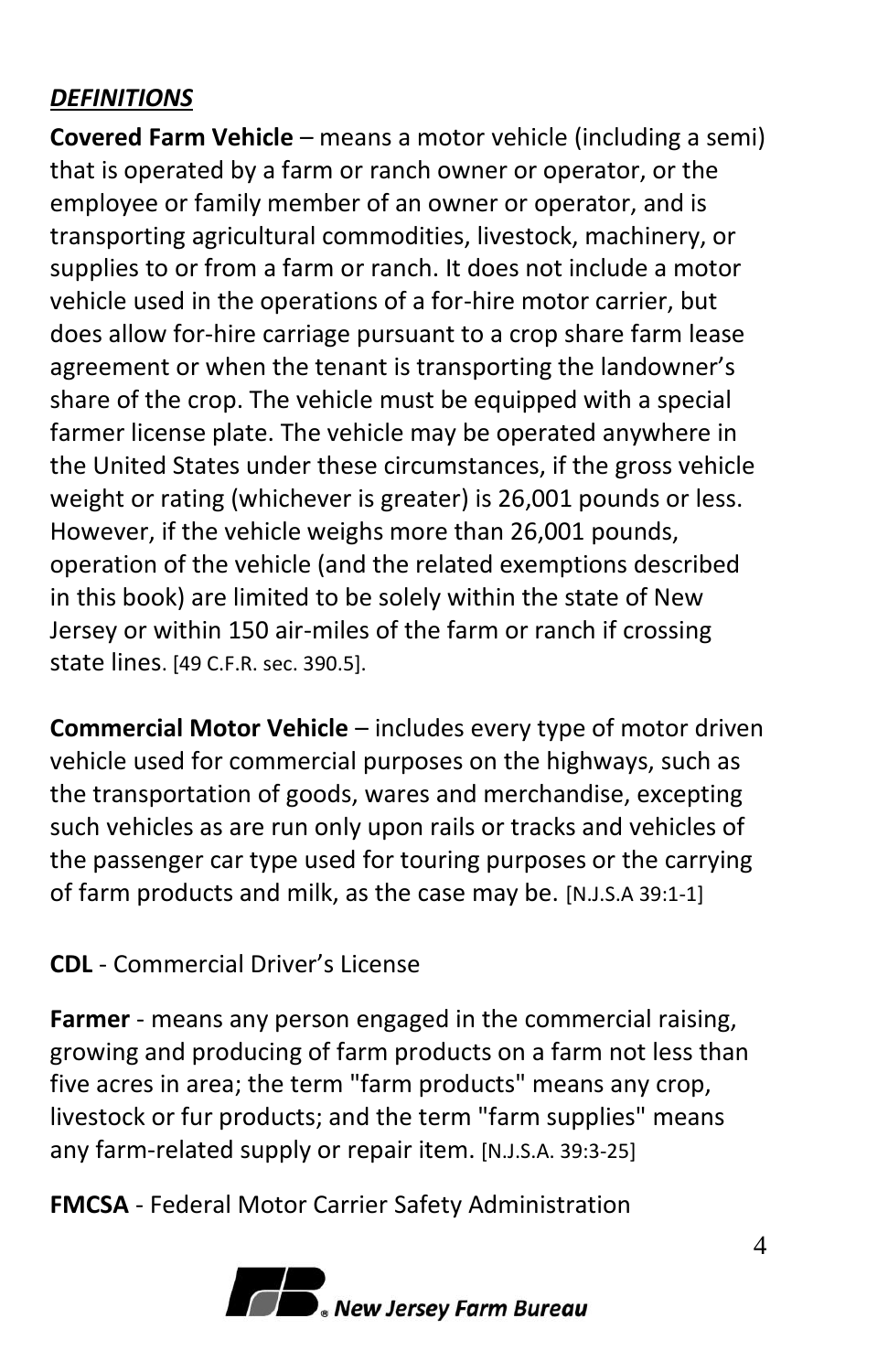## ***DEFINITIONS***

**Covered Farm Vehicle** – means a motor vehicle (including a semi) that is operated by a farm or ranch owner or operator, or the employee or family member of an owner or operator, and is transporting agricultural commodities, livestock, machinery, or supplies to or from a farm or ranch. It does not include a motor vehicle used in the operations of a for-hire motor carrier, but does allow for-hire carriage pursuant to a crop share farm lease agreement or when the tenant is transporting the landowner's share of the crop. The vehicle must be equipped with a special farmer license plate. The vehicle may be operated anywhere in the United States under these circumstances, if the gross vehicle weight or rating (whichever is greater) is 26,001 pounds or less. However, if the vehicle weighs more than 26,001 pounds, operation of the vehicle (and the related exemptions described in this book) are limited to be solely within the state of New Jersey or within 150 air-miles of the farm or ranch if crossing state lines. [49 C.F.R. sec. 390.5].

**Commercial Motor Vehicle** – includes every type of motor driven vehicle used for commercial purposes on the highways, such as the transportation of goods, wares and merchandise, excepting such vehicles as are run only upon rails or tracks and vehicles of the passenger car type used for touring purposes or the carrying of farm products and milk, as the case may be. [N.J.S.A 39:1-1]

**CDL** - Commercial Driver's License

**Farmer** - means any person engaged in the commercial raising, growing and producing of farm products on a farm not less than five acres in area; the term "farm products" means any crop, livestock or fur products; and the term "farm supplies" means any farm-related supply or repair item. [N.J.S.A. 39:3-25]

**FMCSA** - Federal Motor Carrier Safety Administration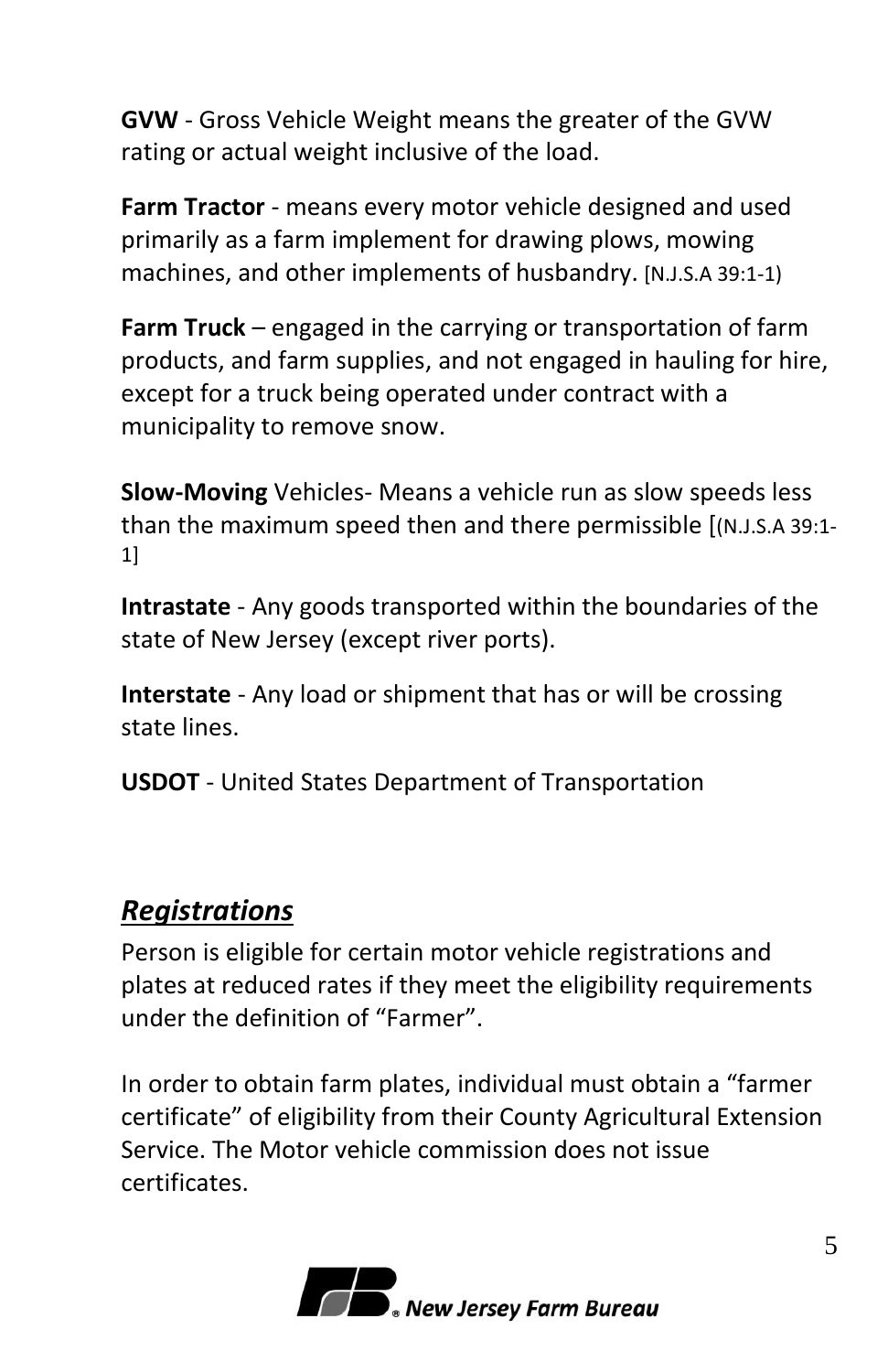**GVW** - Gross Vehicle Weight means the greater of the GVW rating or actual weight inclusive of the load.

**Farm Tractor** - means every motor vehicle designed and used primarily as a farm implement for drawing plows, mowing machines, and other implements of husbandry. [N.J.S.A 39:1-1)

**Farm Truck** – engaged in the carrying or transportation of farm products, and farm supplies, and not engaged in hauling for hire, except for a truck being operated under contract with a municipality to remove snow.

**Slow-Moving** Vehicles- Means a vehicle run as slow speeds less than the maximum speed then and there permissible [(N.J.S.A 39:1-1]

**Intrastate** - Any goods transported within the boundaries of the state of New Jersey (except river ports).

**Interstate** - Any load or shipment that has or will be crossing state lines.

**USDOT** - United States Department of Transportation

## ***Registrations***

Person is eligible for certain motor vehicle registrations and plates at reduced rates if they meet the eligibility requirements under the definition of "Farmer".

In order to obtain farm plates, individual must obtain a "farmer certificate" of eligibility from their County Agricultural Extension Service. The Motor vehicle commission does not issue certificates.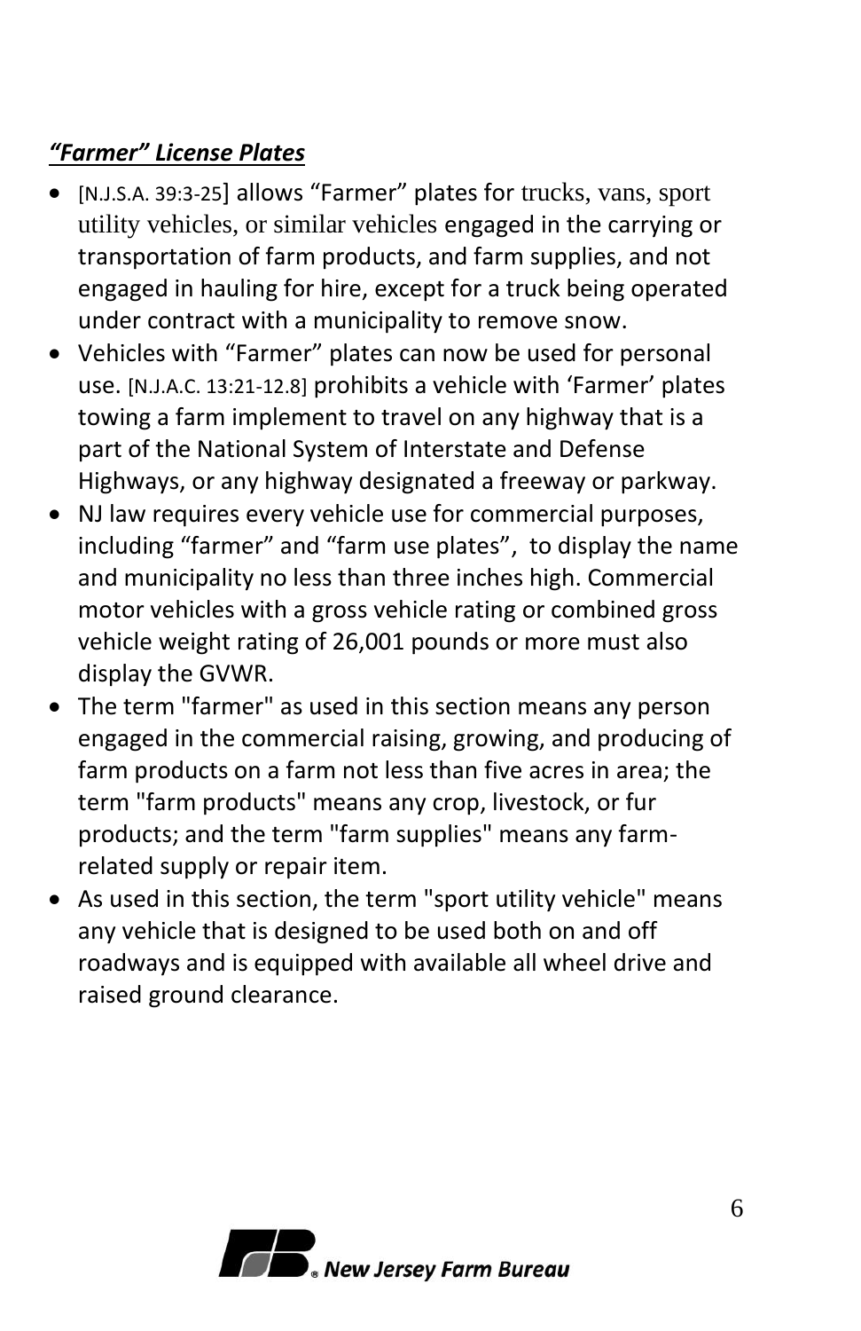***"Farmer" License Plates***

- [N.J.S.A. 39:3-25] allows "Farmer" plates for trucks, vans, sport utility vehicles, or similar vehicles engaged in the carrying or transportation of farm products, and farm supplies, and not engaged in hauling for hire, except for a truck being operated under contract with a municipality to remove snow.
- Vehicles with "Farmer" plates can now be used for personal use. [N.J.A.C. 13:21-12.8] prohibits a vehicle with 'Farmer' plates towing a farm implement to travel on any highway that is a part of the National System of Interstate and Defense Highways, or any highway designated a freeway or parkway.
- NJ law requires every vehicle use for commercial purposes, including "farmer" and "farm use plates", to display the name and municipality no less than three inches high. Commercial motor vehicles with a gross vehicle rating or combined gross vehicle weight rating of 26,001 pounds or more must also display the GVWR.
- The term "farmer" as used in this section means any person engaged in the commercial raising, growing, and producing of farm products on a farm not less than five acres in area; the term "farm products" means any crop, livestock, or fur products; and the term "farm supplies" means any farm-related supply or repair item.
- As used in this section, the term "sport utility vehicle" means any vehicle that is designed to be used both on and off roadways and is equipped with available all wheel drive and raised ground clearance.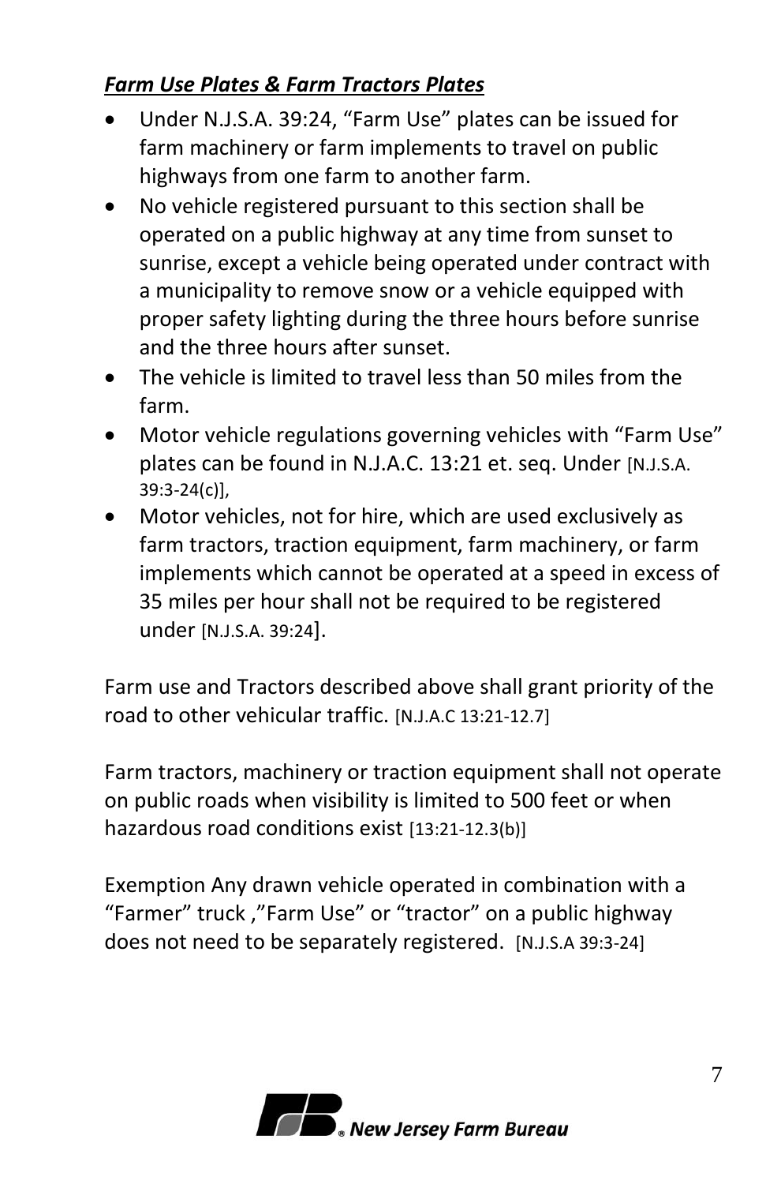***Farm Use Plates & Farm Tractors Plates***

- Under N.J.S.A. 39:24, “Farm Use” plates can be issued for farm machinery or farm implements to travel on public highways from one farm to another farm.
- No vehicle registered pursuant to this section shall be operated on a public highway at any time from sunset to sunrise, except a vehicle being operated under contract with a municipality to remove snow or a vehicle equipped with proper safety lighting during the three hours before sunrise and the three hours after sunset.
- The vehicle is limited to travel less than 50 miles from the farm.
- Motor vehicle regulations governing vehicles with “Farm Use” plates can be found in N.J.A.C. 13:21 et. seq. Under [N.J.S.A. 39:3-24(c)],
- Motor vehicles, not for hire, which are used exclusively as farm tractors, traction equipment, farm machinery, or farm implements which cannot be operated at a speed in excess of 35 miles per hour shall not be required to be registered under [N.J.S.A. 39:24].

Farm use and Tractors described above shall grant priority of the road to other vehicular traffic. [N.J.A.C 13:21-12.7]

Farm tractors, machinery or traction equipment shall not operate on public roads when visibility is limited to 500 feet or when hazardous road conditions exist [13:21-12.3(b)]

Exemption Any drawn vehicle operated in combination with a “Farmer” truck ,”Farm Use” or “tractor” on a public highway does not need to be separately registered. [N.J.S.A 39:3-24]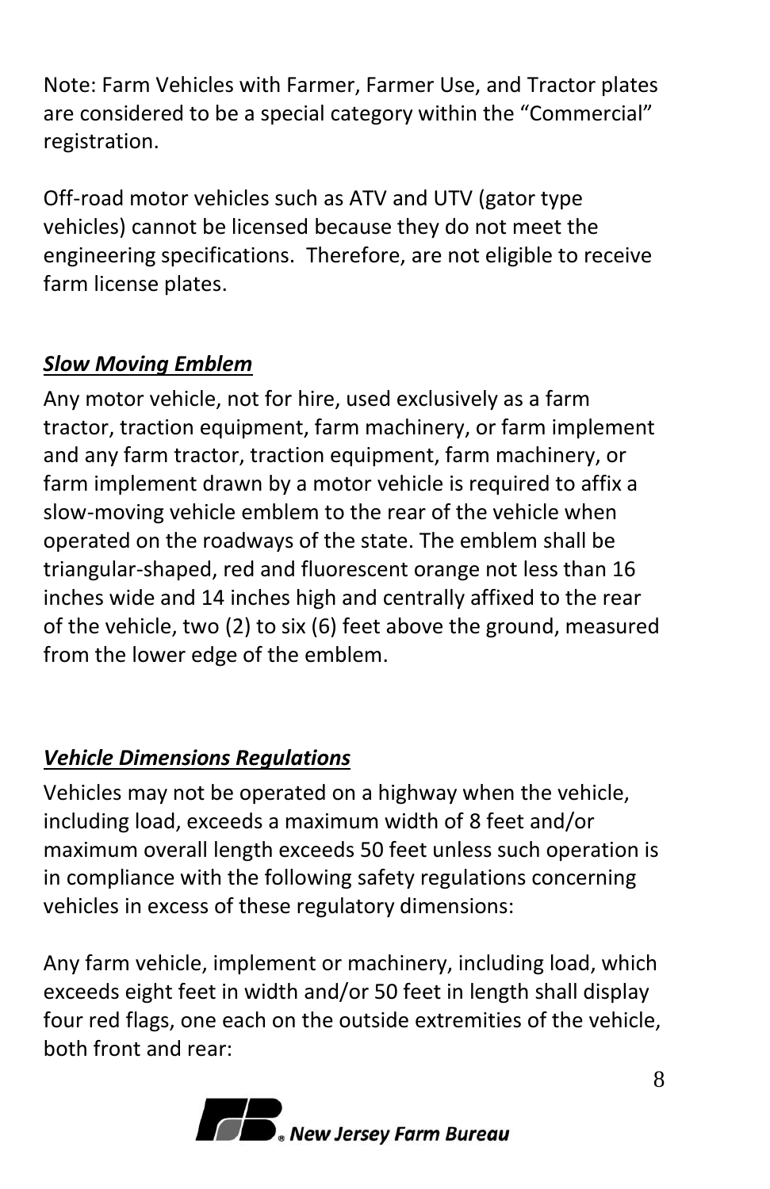Note: Farm Vehicles with Farmer, Farmer Use, and Tractor plates are considered to be a special category within the "Commercial" registration.

Off-road motor vehicles such as ATV and UTV (gator type vehicles) cannot be licensed because they do not meet the engineering specifications. Therefore, are not eligible to receive farm license plates.

## ***Slow Moving Emblem***

Any motor vehicle, not for hire, used exclusively as a farm tractor, traction equipment, farm machinery, or farm implement and any farm tractor, traction equipment, farm machinery, or farm implement drawn by a motor vehicle is required to affix a slow-moving vehicle emblem to the rear of the vehicle when operated on the roadways of the state. The emblem shall be triangular-shaped, red and fluorescent orange not less than 16 inches wide and 14 inches high and centrally affixed to the rear of the vehicle, two (2) to six (6) feet above the ground, measured from the lower edge of the emblem.

## ***Vehicle Dimensions Regulations***

Vehicles may not be operated on a highway when the vehicle, including load, exceeds a maximum width of 8 feet and/or maximum overall length exceeds 50 feet unless such operation is in compliance with the following safety regulations concerning vehicles in excess of these regulatory dimensions:

Any farm vehicle, implement or machinery, including load, which exceeds eight feet in width and/or 50 feet in length shall display four red flags, one each on the outside extremities of the vehicle, both front and rear: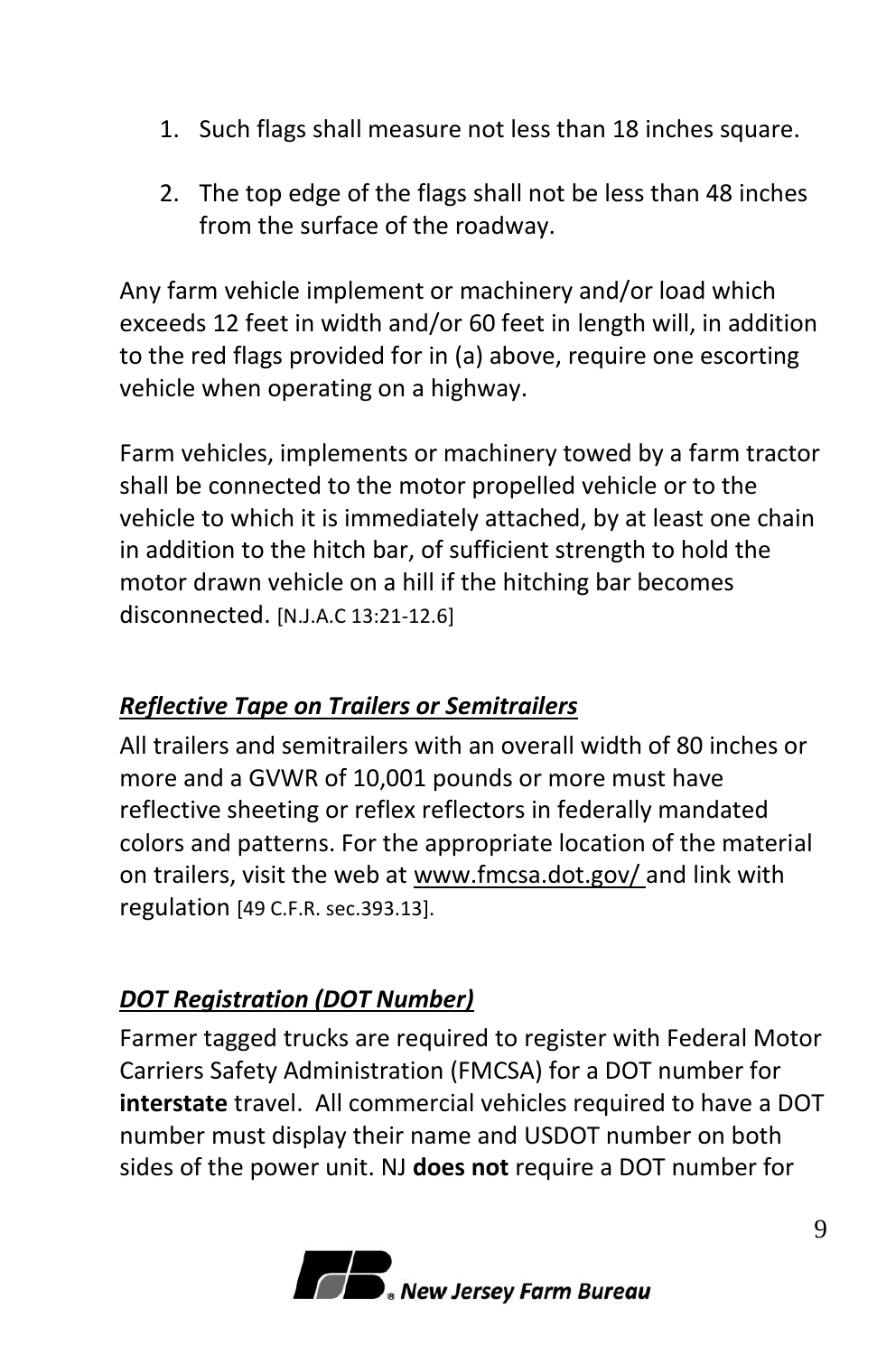1. Such flags shall measure not less than 18 inches square.

2. The top edge of the flags shall not be less than 48 inches from the surface of the roadway.

Any farm vehicle implement or machinery and/or load which exceeds 12 feet in width and/or 60 feet in length will, in addition to the red flags provided for in (a) above, require one escorting vehicle when operating on a highway.

Farm vehicles, implements or machinery towed by a farm tractor shall be connected to the motor propelled vehicle or to the vehicle to which it is immediately attached, by at least one chain in addition to the hitch bar, of sufficient strength to hold the motor drawn vehicle on a hill if the hitching bar becomes disconnected. [N.J.A.C 13:21-12.6]

***Reflective Tape on Trailers or Semitrailers***

All trailers and semitrailers with an overall width of 80 inches or more and a GVWR of 10,001 pounds or more must have reflective sheeting or reflex reflectors in federally mandated colors and patterns. For the appropriate location of the material on trailers, visit the web at www.fmcsa.dot.gov/ and link with regulation [49 C.F.R. sec.393.13].

***DOT Registration (DOT Number)***

Farmer tagged trucks are required to register with Federal Motor Carriers Safety Administration (FMCSA) for a DOT number for **interstate** travel. All commercial vehicles required to have a DOT number must display their name and USDOT number on both sides of the power unit. NJ **does not** require a DOT number for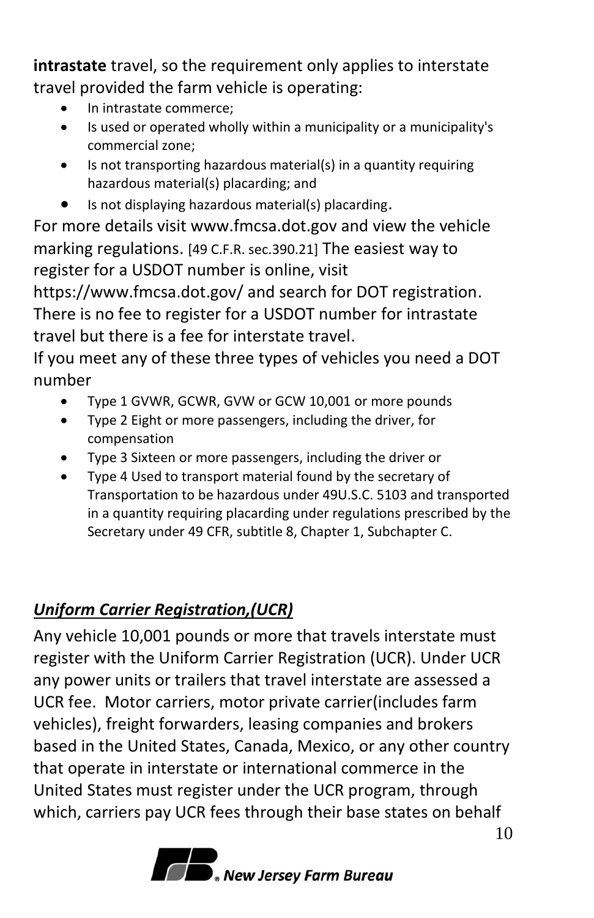**intrastate** travel, so the requirement only applies to interstate travel provided the farm vehicle is operating:

- In intrastate commerce;
- Is used or operated wholly within a municipality or a municipality's commercial zone;
- Is not transporting hazardous material(s) in a quantity requiring hazardous material(s) placarding; and
- Is not displaying hazardous material(s) placarding.

For more details visit www.fmcsa.dot.gov and view the vehicle marking regulations. [49 C.F.R. sec.390.21] The easiest way to register for a USDOT number is online, visit https://www.fmcsa.dot.gov/ and search for DOT registration. There is no fee to register for a USDOT number for intrastate travel but there is a fee for interstate travel.

If you meet any of these three types of vehicles you need a DOT number

- Type 1 GVWR, GCWR, GVW or GCW 10,001 or more pounds
- Type 2 Eight or more passengers, including the driver, for compensation
- Type 3 Sixteen or more passengers, including the driver or
- Type 4 Used to transport material found by the secretary of Transportation to be hazardous under 49U.S.C. 5103 and transported in a quantity requiring placarding under regulations prescribed by the Secretary under 49 CFR, subtitle 8, Chapter 1, Subchapter C.

***Uniform Carrier Registration,(UCR)***

Any vehicle 10,001 pounds or more that travels interstate must register with the Uniform Carrier Registration (UCR). Under UCR any power units or trailers that travel interstate are assessed a UCR fee. Motor carriers, motor private carrier(includes farm vehicles), freight forwarders, leasing companies and brokers based in the United States, Canada, Mexico, or any other country that operate in interstate or international commerce in the United States must register under the UCR program, through which, carriers pay UCR fees through their base states on behalf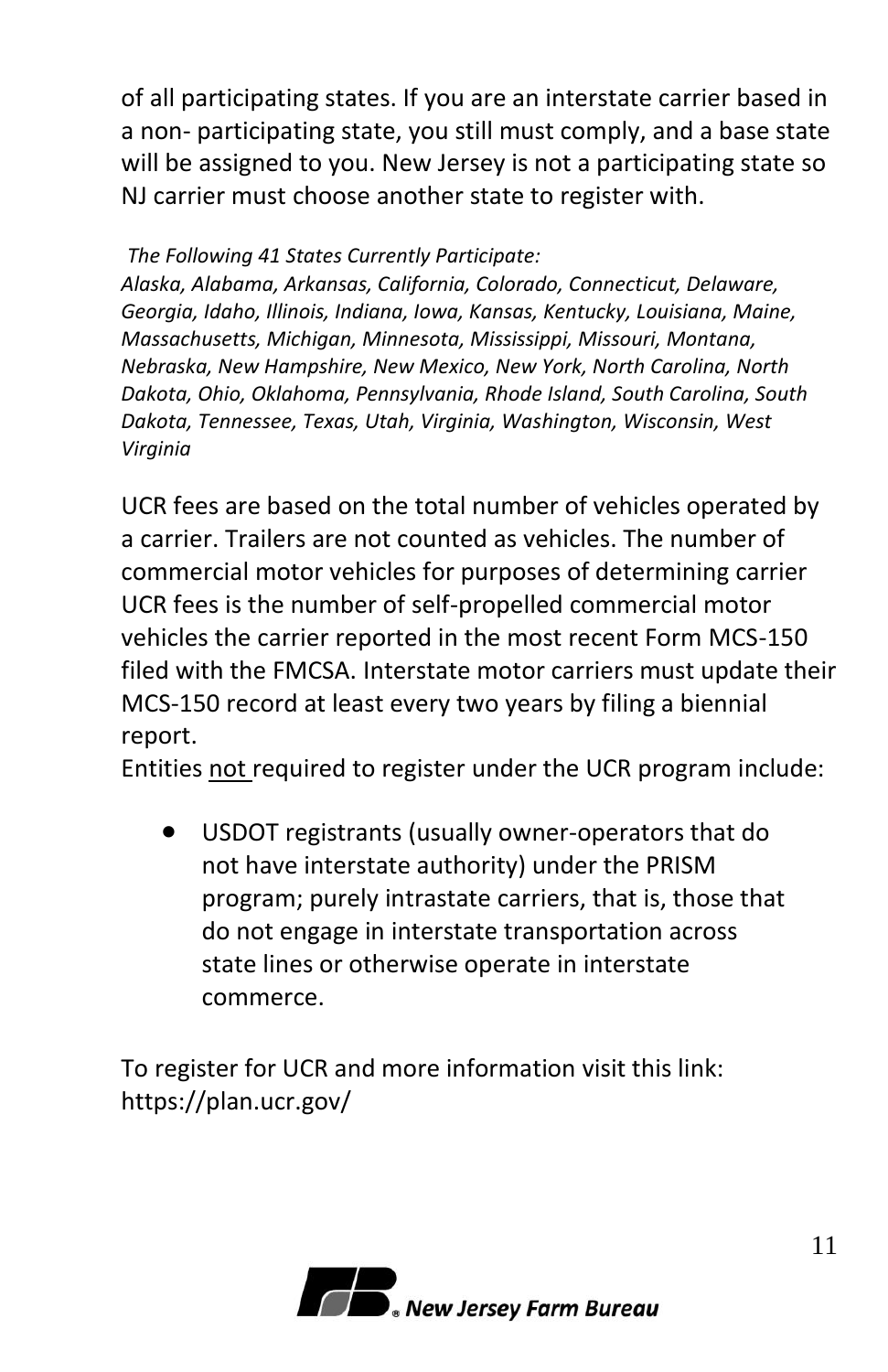of all participating states. If you are an interstate carrier based in a non- participating state, you still must comply, and a base state will be assigned to you. New Jersey is not a participating state so NJ carrier must choose another state to register with.

*The Following 41 States Currently Participate:*
*Alaska, Alabama, Arkansas, California, Colorado, Connecticut, Delaware, Georgia, Idaho, Illinois, Indiana, Iowa, Kansas, Kentucky, Louisiana, Maine, Massachusetts, Michigan, Minnesota, Mississippi, Missouri, Montana, Nebraska, New Hampshire, New Mexico, New York, North Carolina, North Dakota, Ohio, Oklahoma, Pennsylvania, Rhode Island, South Carolina, South Dakota, Tennessee, Texas, Utah, Virginia, Washington, Wisconsin, West Virginia*

UCR fees are based on the total number of vehicles operated by a carrier. Trailers are not counted as vehicles. The number of commercial motor vehicles for purposes of determining carrier UCR fees is the number of self-propelled commercial motor vehicles the carrier reported in the most recent Form MCS-150 filed with the FMCSA. Interstate motor carriers must update their MCS-150 record at least every two years by filing a biennial report.
Entities <u>not</u> required to register under the UCR program include:

- USDOT registrants (usually owner-operators that do not have interstate authority) under the PRISM program; purely intrastate carriers, that is, those that do not engage in interstate transportation across state lines or otherwise operate in interstate commerce.

To register for UCR and more information visit this link: https://plan.ucr.gov/

New Jersey Farm Bureau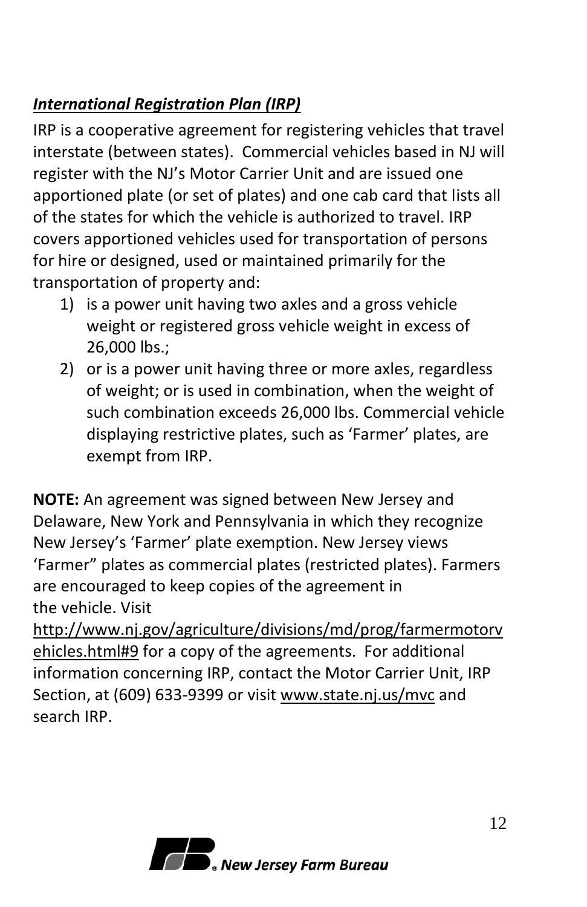## ***International Registration Plan (IRP)***

IRP is a cooperative agreement for registering vehicles that travel interstate (between states). Commercial vehicles based in NJ will register with the NJ's Motor Carrier Unit and are issued one apportioned plate (or set of plates) and one cab card that lists all of the states for which the vehicle is authorized to travel. IRP covers apportioned vehicles used for transportation of persons for hire or designed, used or maintained primarily for the transportation of property and:

1) is a power unit having two axles and a gross vehicle weight or registered gross vehicle weight in excess of 26,000 lbs.;
2) or is a power unit having three or more axles, regardless of weight; or is used in combination, when the weight of such combination exceeds 26,000 lbs. Commercial vehicle displaying restrictive plates, such as 'Farmer' plates, are exempt from IRP.

**NOTE:** An agreement was signed between New Jersey and Delaware, New York and Pennsylvania in which they recognize New Jersey's 'Farmer' plate exemption. New Jersey views 'Farmer" plates as commercial plates (restricted plates). Farmers are encouraged to keep copies of the agreement in the vehicle. Visit http://www.nj.gov/agriculture/divisions/md/prog/farmermotorvehicles.html#9 for a copy of the agreements. For additional information concerning IRP, contact the Motor Carrier Unit, IRP Section, at (609) 633-9399 or visit www.state.nj.us/mvc and search IRP.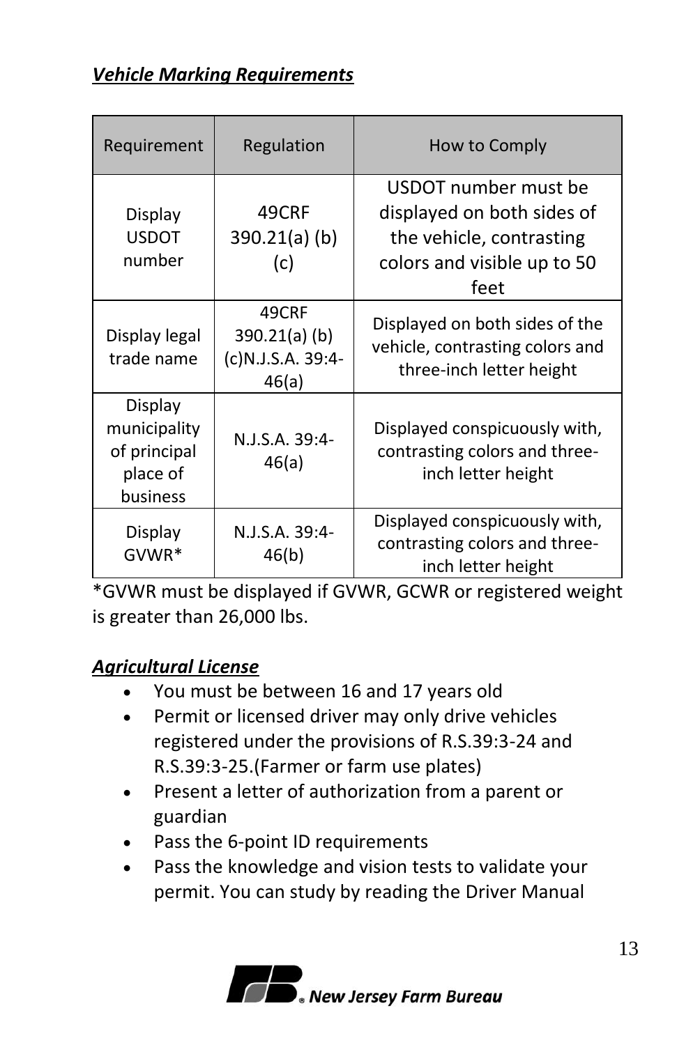***Vehicle Marking Requirements***

| Requirement | Regulation | How to Comply |
|---|---|---|
| Display USDOT number | 49CRF 390.21(a) (b) (c) | USDOT number must be displayed on both sides of the vehicle, contrasting colors and visible up to 50 feet |
| Display legal trade name | 49CRF 390.21(a) (b) (c)N.J.S.A. 39:4-46(a) | Displayed on both sides of the vehicle, contrasting colors and three-inch letter height |
| Display municipality of principal place of business | N.J.S.A. 39:4-46(a) | Displayed conspicuously with, contrasting colors and three-inch letter height |
| Display GVWR* | N.J.S.A. 39:4-46(b) | Displayed conspicuously with, contrasting colors and three-inch letter height |

*GVWR must be displayed if GVWR, GCWR or registered weight is greater than 26,000 lbs.

***Agricultural License***

- You must be between 16 and 17 years old
- Permit or licensed driver may only drive vehicles registered under the provisions of R.S.39:3-24 and R.S.39:3-25.(Farmer or farm use plates)
- Present a letter of authorization from a parent or guardian
- Pass the 6-point ID requirements
- Pass the knowledge and vision tests to validate your permit. You can study by reading the Driver Manual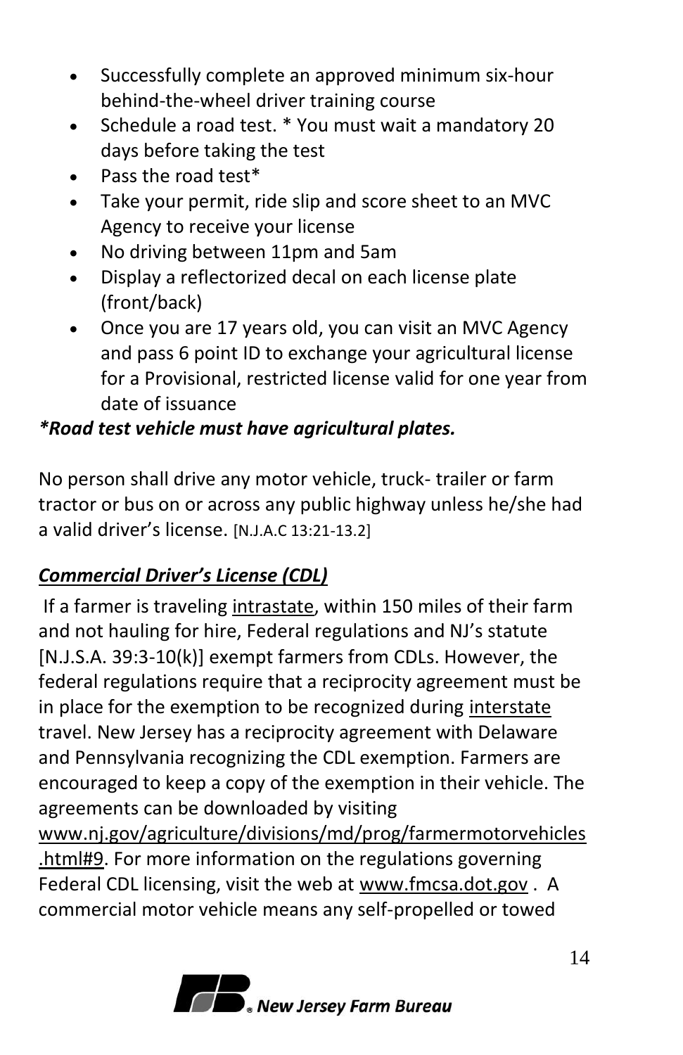- Successfully complete an approved minimum six-hour behind-the-wheel driver training course
- Schedule a road test. * You must wait a mandatory 20 days before taking the test
- Pass the road test*
- Take your permit, ride slip and score sheet to an MVC Agency to receive your license
- No driving between 11pm and 5am
- Display a reflectorized decal on each license plate (front/back)
- Once you are 17 years old, you can visit an MVC Agency and pass 6 point ID to exchange your agricultural license for a Provisional, restricted license valid for one year from date of issuance

***Road test vehicle must have agricultural plates.***

No person shall drive any motor vehicle, truck- trailer or farm tractor or bus on or across any public highway unless he/she had a valid driver's license. [N.J.A.C 13:21-13.2]

### ***Commercial Driver's License (CDL)***

If a farmer is traveling intrastate, within 150 miles of their farm and not hauling for hire, Federal regulations and NJ's statute [N.J.S.A. 39:3-10(k)] exempt farmers from CDLs. However, the federal regulations require that a reciprocity agreement must be in place for the exemption to be recognized during interstate travel. New Jersey has a reciprocity agreement with Delaware and Pennsylvania recognizing the CDL exemption. Farmers are encouraged to keep a copy of the exemption in their vehicle. The agreements can be downloaded by visiting www.nj.gov/agriculture/divisions/md/prog/farmermotorvehicles.html#9. For more information on the regulations governing Federal CDL licensing, visit the web at www.fmcsa.dot.gov . A commercial motor vehicle means any self-propelled or towed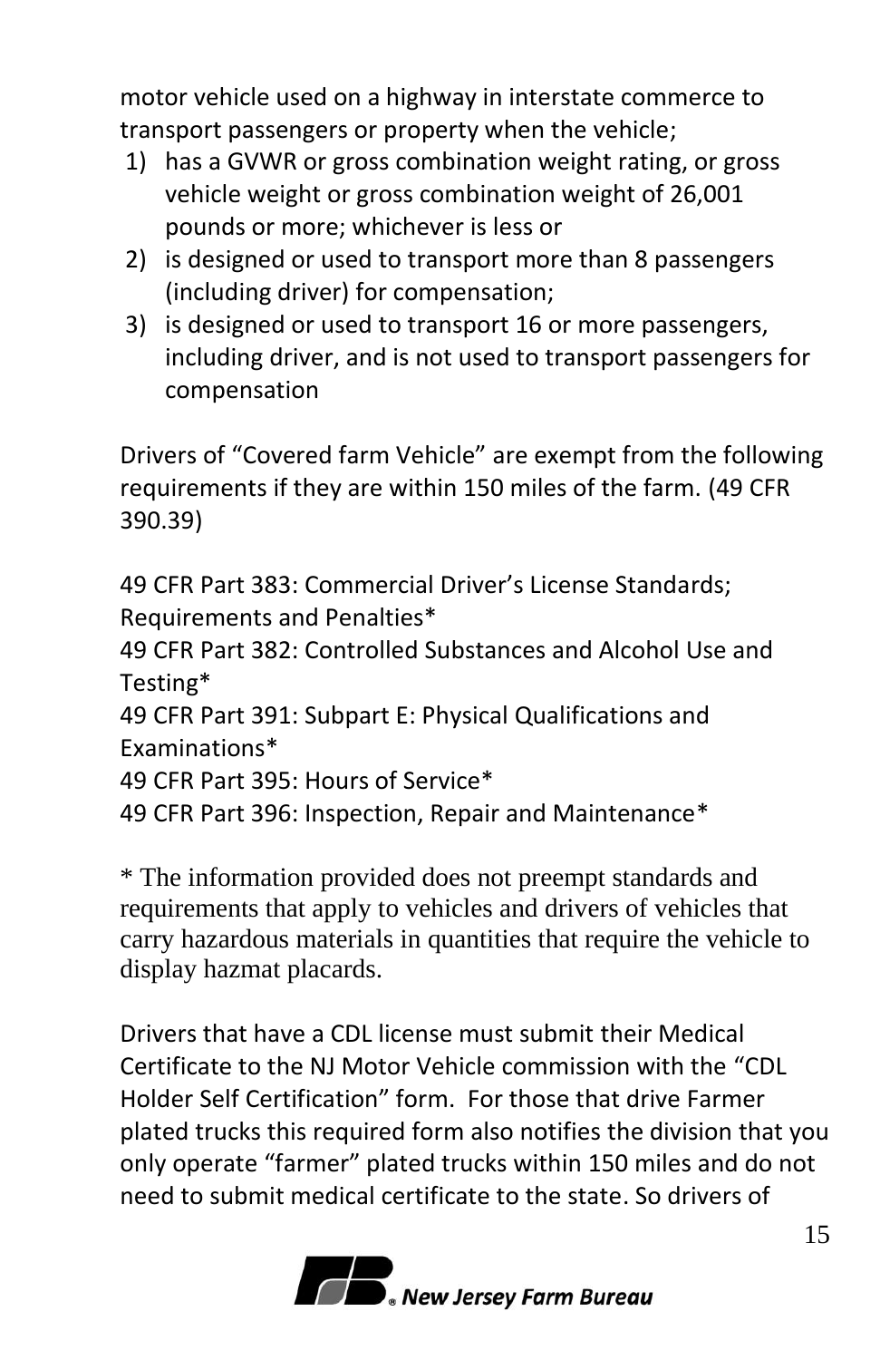motor vehicle used on a highway in interstate commerce to transport passengers or property when the vehicle;

1) has a GVWR or gross combination weight rating, or gross vehicle weight or gross combination weight of 26,001 pounds or more; whichever is less or
2) is designed or used to transport more than 8 passengers (including driver) for compensation;
3) is designed or used to transport 16 or more passengers, including driver, and is not used to transport passengers for compensation

Drivers of "Covered farm Vehicle" are exempt from the following requirements if they are within 150 miles of the farm. (49 CFR 390.39)

49 CFR Part 383: Commercial Driver's License Standards; Requirements and Penalties*
49 CFR Part 382: Controlled Substances and Alcohol Use and Testing*
49 CFR Part 391: Subpart E: Physical Qualifications and Examinations*
49 CFR Part 395: Hours of Service*
49 CFR Part 396: Inspection, Repair and Maintenance*

* The information provided does not preempt standards and requirements that apply to vehicles and drivers of vehicles that carry hazardous materials in quantities that require the vehicle to display hazmat placards.

Drivers that have a CDL license must submit their Medical Certificate to the NJ Motor Vehicle commission with the "CDL Holder Self Certification" form. For those that drive Farmer plated trucks this required form also notifies the division that you only operate "farmer" plated trucks within 150 miles and do not need to submit medical certificate to the state. So drivers of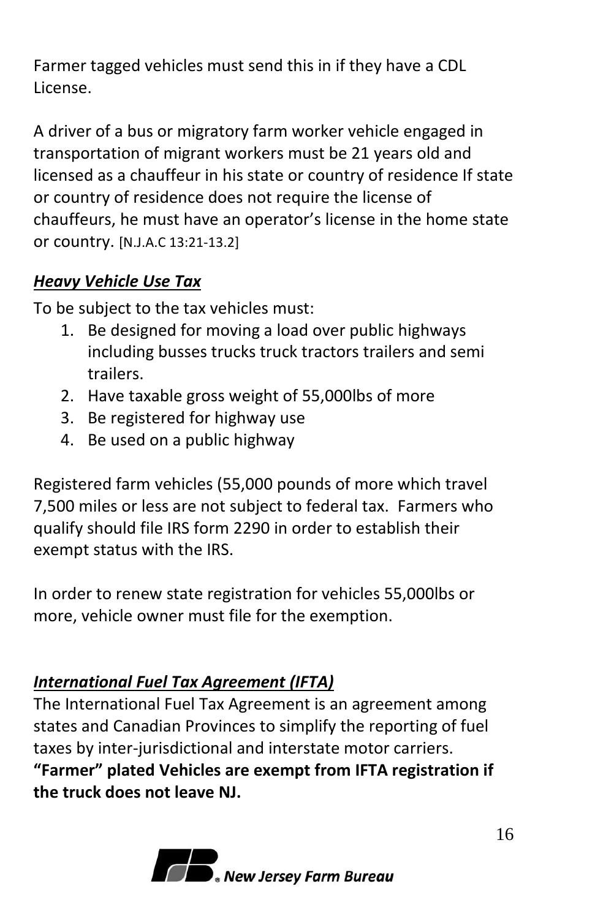Farmer tagged vehicles must send this in if they have a CDL License.

A driver of a bus or migratory farm worker vehicle engaged in transportation of migrant workers must be 21 years old and licensed as a chauffeur in his state or country of residence If state or country of residence does not require the license of chauffeurs, he must have an operator's license in the home state or country. [N.J.A.C 13:21-13.2]

***Heavy Vehicle Use Tax***

To be subject to the tax vehicles must:

1. Be designed for moving a load over public highways including busses trucks truck tractors trailers and semi trailers.
2. Have taxable gross weight of 55,000lbs of more
3. Be registered for highway use
4. Be used on a public highway

Registered farm vehicles (55,000 pounds of more which travel 7,500 miles or less are not subject to federal tax. Farmers who qualify should file IRS form 2290 in order to establish their exempt status with the IRS.

In order to renew state registration for vehicles 55,000lbs or more, vehicle owner must file for the exemption.

***International Fuel Tax Agreement (IFTA)***

The International Fuel Tax Agreement is an agreement among states and Canadian Provinces to simplify the reporting of fuel taxes by inter-jurisdictional and interstate motor carriers. **"Farmer" plated Vehicles are exempt from IFTA registration if the truck does not leave NJ.**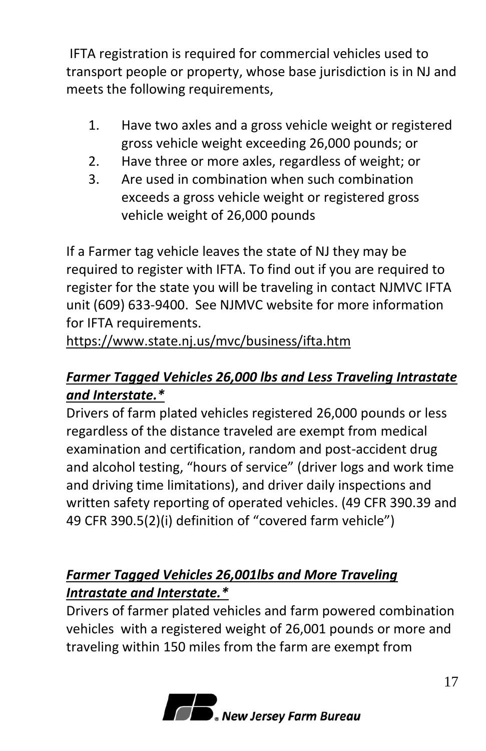IFTA registration is required for commercial vehicles used to transport people or property, whose base jurisdiction is in NJ and meets the following requirements,

1. Have two axles and a gross vehicle weight or registered gross vehicle weight exceeding 26,000 pounds; or
2. Have three or more axles, regardless of weight; or
3. Are used in combination when such combination exceeds a gross vehicle weight or registered gross vehicle weight of 26,000 pounds

If a Farmer tag vehicle leaves the state of NJ they may be required to register with IFTA. To find out if you are required to register for the state you will be traveling in contact NJMVC IFTA unit (609) 633-9400. See NJMVC website for more information for IFTA requirements.
https://www.state.nj.us/mvc/business/ifta.htm

***Farmer Tagged Vehicles 26,000 lbs and Less Traveling Intrastate and Interstate.****

Drivers of farm plated vehicles registered 26,000 pounds or less regardless of the distance traveled are exempt from medical examination and certification, random and post-accident drug and alcohol testing, "hours of service" (driver logs and work time and driving time limitations), and driver daily inspections and written safety reporting of operated vehicles. (49 CFR 390.39 and 49 CFR 390.5(2)(i) definition of "covered farm vehicle")

***Farmer Tagged Vehicles 26,001lbs and More Traveling Intrastate and Interstate.****

Drivers of farmer plated vehicles and farm powered combination vehicles with a registered weight of 26,001 pounds or more and traveling within 150 miles from the farm are exempt from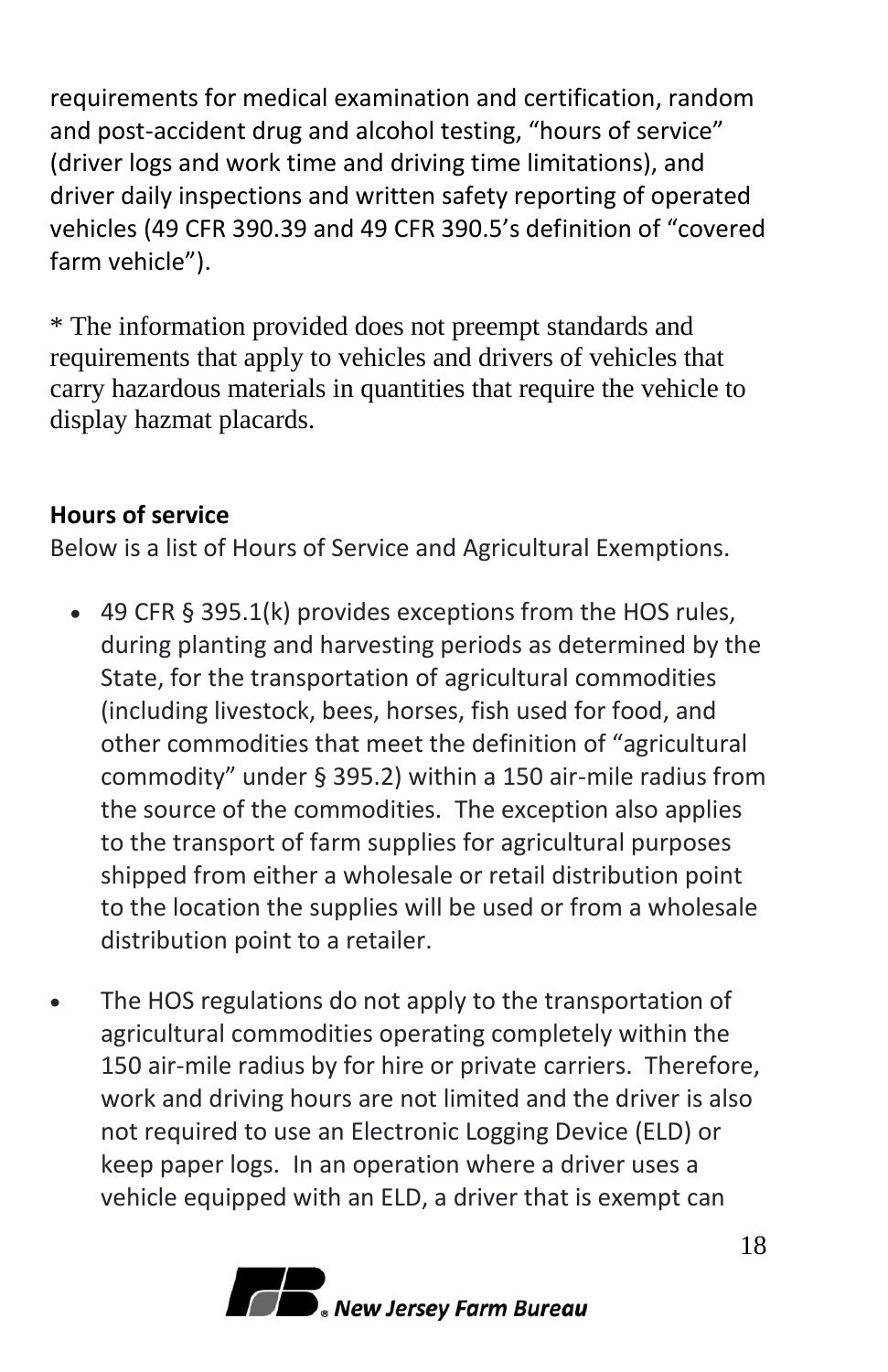requirements for medical examination and certification, random and post-accident drug and alcohol testing, "hours of service" (driver logs and work time and driving time limitations), and driver daily inspections and written safety reporting of operated vehicles (49 CFR 390.39 and 49 CFR 390.5's definition of "covered farm vehicle").

* The information provided does not preempt standards and requirements that apply to vehicles and drivers of vehicles that carry hazardous materials in quantities that require the vehicle to display hazmat placards.

**Hours of service**

Below is a list of Hours of Service and Agricultural Exemptions.

- 49 CFR § 395.1(k) provides exceptions from the HOS rules, during planting and harvesting periods as determined by the State, for the transportation of agricultural commodities (including livestock, bees, horses, fish used for food, and other commodities that meet the definition of "agricultural commodity" under § 395.2) within a 150 air-mile radius from the source of the commodities. The exception also applies to the transport of farm supplies for agricultural purposes shipped from either a wholesale or retail distribution point to the location the supplies will be used or from a wholesale distribution point to a retailer.
- The HOS regulations do not apply to the transportation of agricultural commodities operating completely within the 150 air-mile radius by for hire or private carriers. Therefore, work and driving hours are not limited and the driver is also not required to use an Electronic Logging Device (ELD) or keep paper logs. In an operation where a driver uses a vehicle equipped with an ELD, a driver that is exempt can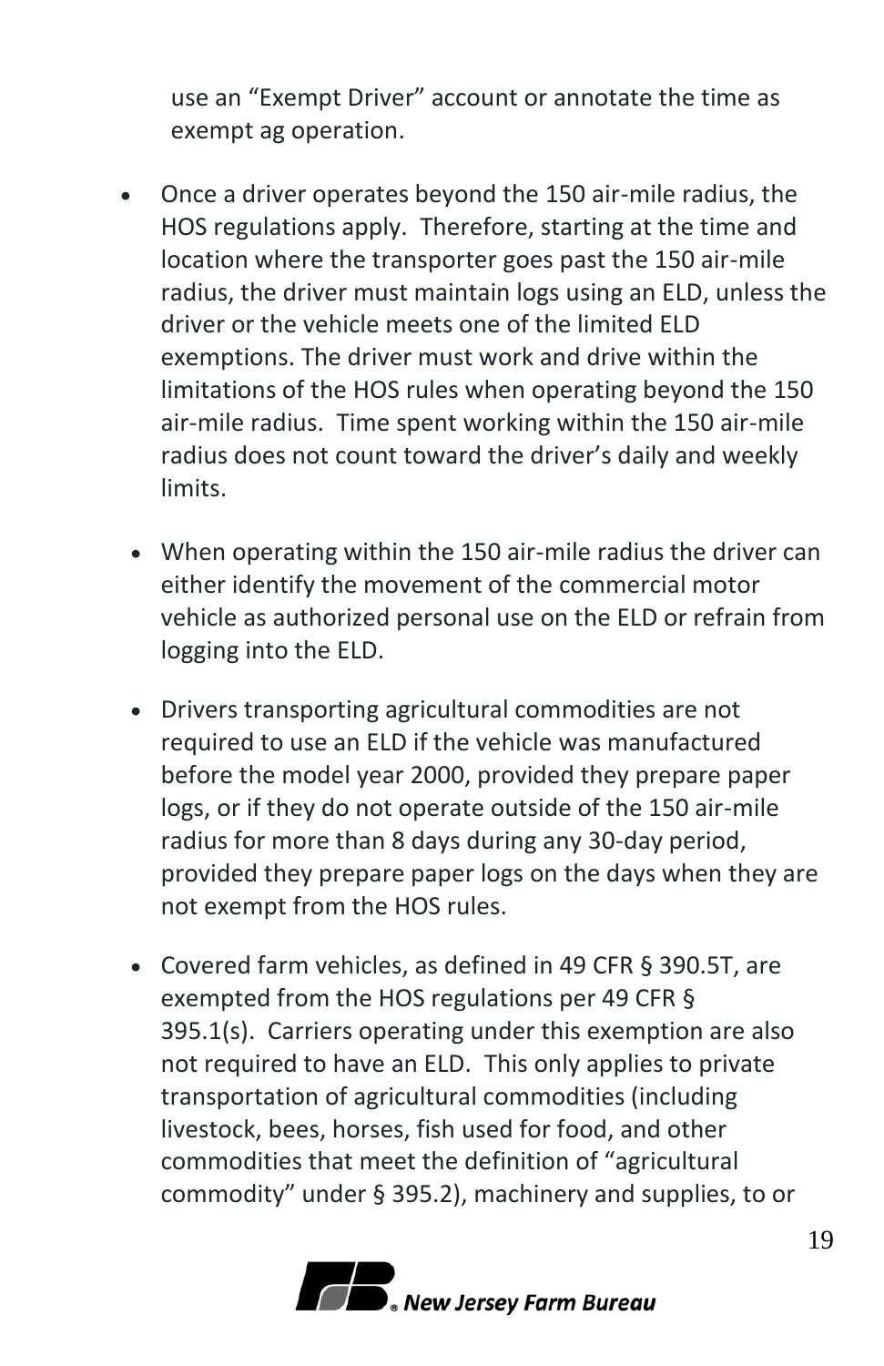use an “Exempt Driver” account or annotate the time as exempt ag operation.

- Once a driver operates beyond the 150 air-mile radius, the HOS regulations apply. Therefore, starting at the time and location where the transporter goes past the 150 air-mile radius, the driver must maintain logs using an ELD, unless the driver or the vehicle meets one of the limited ELD exemptions. The driver must work and drive within the limitations of the HOS rules when operating beyond the 150 air-mile radius. Time spent working within the 150 air-mile radius does not count toward the driver’s daily and weekly limits.

- When operating within the 150 air-mile radius the driver can either identify the movement of the commercial motor vehicle as authorized personal use on the ELD or refrain from logging into the ELD.

- Drivers transporting agricultural commodities are not required to use an ELD if the vehicle was manufactured before the model year 2000, provided they prepare paper logs, or if they do not operate outside of the 150 air-mile radius for more than 8 days during any 30-day period, provided they prepare paper logs on the days when they are not exempt from the HOS rules.

- Covered farm vehicles, as defined in 49 CFR § 390.5T, are exempted from the HOS regulations per 49 CFR § 395.1(s). Carriers operating under this exemption are also not required to have an ELD. This only applies to private transportation of agricultural commodities (including livestock, bees, horses, fish used for food, and other commodities that meet the definition of “agricultural commodity” under § 395.2), machinery and supplies, to or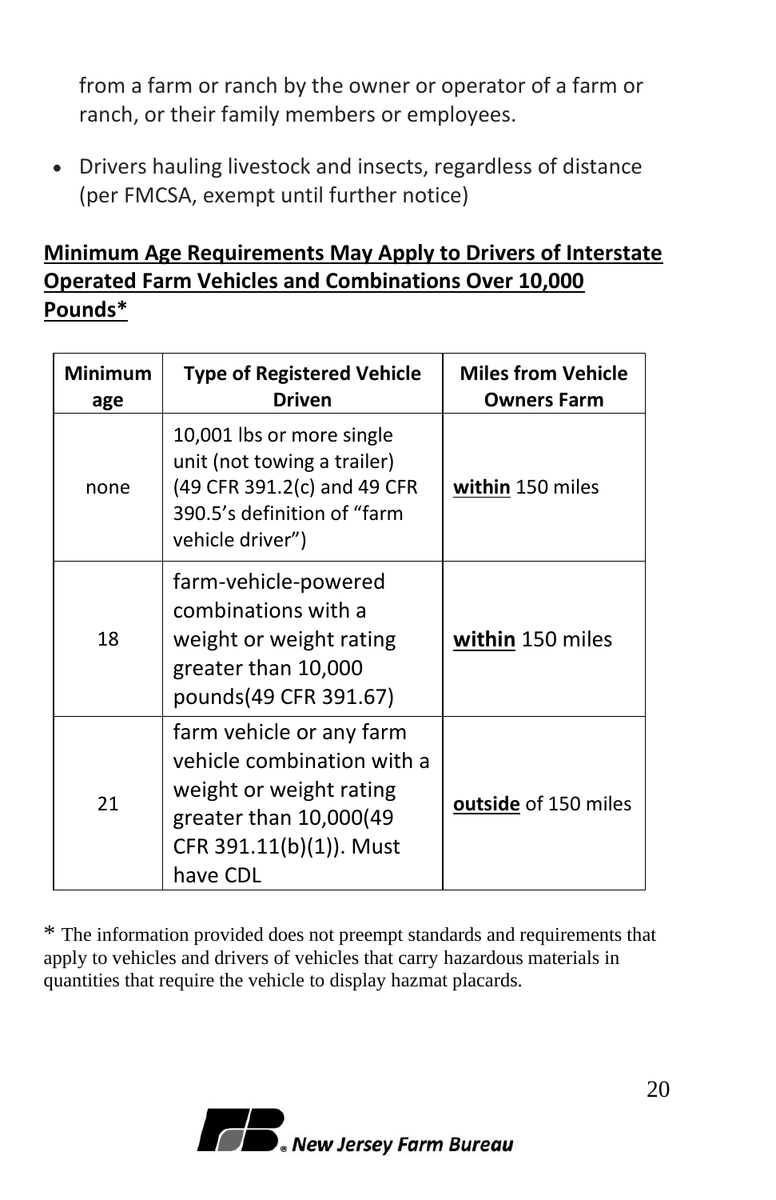from a farm or ranch by the owner or operator of a farm or ranch, or their family members or employees.

- Drivers hauling livestock and insects, regardless of distance (per FMCSA, exempt until further notice)

**Minimum Age Requirements May Apply to Drivers of Interstate Operated Farm Vehicles and Combinations Over 10,000 Pounds***

| Minimum age | Type of Registered Vehicle Driven | Miles from Vehicle Owners Farm |
|---|---|---|
| none | 10,001 lbs or more single unit (not towing a trailer) (49 CFR 391.2(c) and 49 CFR 390.5's definition of "farm vehicle driver") | **within** 150 miles |
| 18 | farm-vehicle-powered combinations with a weight or weight rating greater than 10,000 pounds(49 CFR 391.67) | **within** 150 miles |
| 21 | farm vehicle or any farm vehicle combination with a weight or weight rating greater than 10,000(49 CFR 391.11(b)(1)). Must have CDL | **outside** of 150 miles |

* The information provided does not preempt standards and requirements that apply to vehicles and drivers of vehicles that carry hazardous materials in quantities that require the vehicle to display hazmat placards.

New Jersey Farm Bureau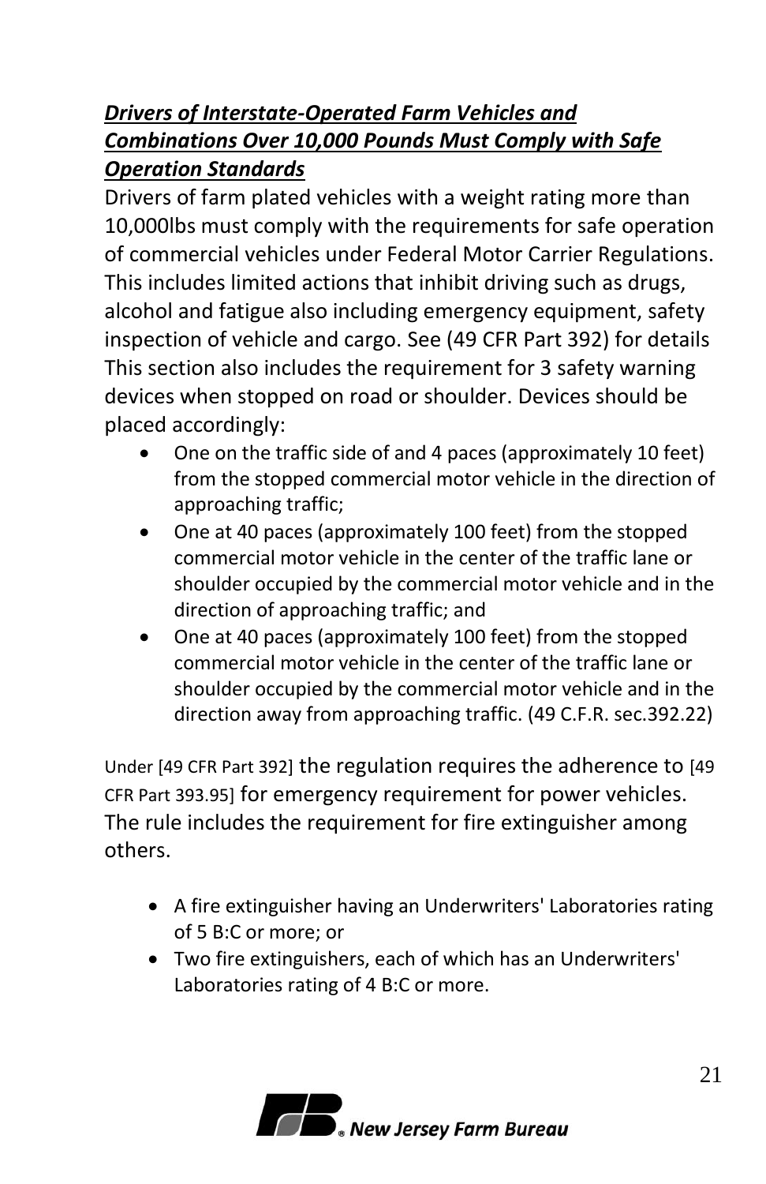***Drivers of Interstate-Operated Farm Vehicles and Combinations Over 10,000 Pounds Must Comply with Safe Operation Standards***

Drivers of farm plated vehicles with a weight rating more than 10,000lbs must comply with the requirements for safe operation of commercial vehicles under Federal Motor Carrier Regulations. This includes limited actions that inhibit driving such as drugs, alcohol and fatigue also including emergency equipment, safety inspection of vehicle and cargo. See (49 CFR Part 392) for details This section also includes the requirement for 3 safety warning devices when stopped on road or shoulder. Devices should be placed accordingly:

- One on the traffic side of and 4 paces (approximately 10 feet) from the stopped commercial motor vehicle in the direction of approaching traffic;
- One at 40 paces (approximately 100 feet) from the stopped commercial motor vehicle in the center of the traffic lane or shoulder occupied by the commercial motor vehicle and in the direction of approaching traffic; and
- One at 40 paces (approximately 100 feet) from the stopped commercial motor vehicle in the center of the traffic lane or shoulder occupied by the commercial motor vehicle and in the direction away from approaching traffic. (49 C.F.R. sec.392.22)

Under [49 CFR Part 392] the regulation requires the adherence to [49 CFR Part 393.95] for emergency requirement for power vehicles. The rule includes the requirement for fire extinguisher among others.

- A fire extinguisher having an Underwriters' Laboratories rating of 5 B:C or more; or
- Two fire extinguishers, each of which has an Underwriters' Laboratories rating of 4 B:C or more.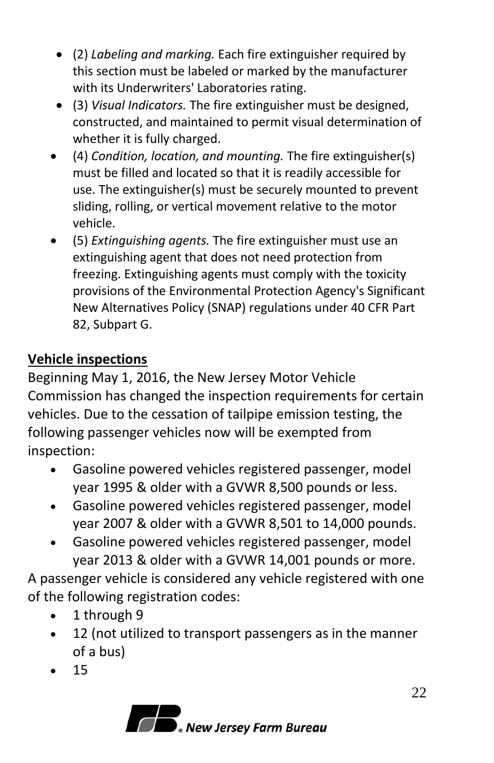- (2) *Labeling and marking.* Each fire extinguisher required by this section must be labeled or marked by the manufacturer with its Underwriters' Laboratories rating.
- (3) *Visual Indicators.* The fire extinguisher must be designed, constructed, and maintained to permit visual determination of whether it is fully charged.
- (4) *Condition, location, and mounting.* The fire extinguisher(s) must be filled and located so that it is readily accessible for use. The extinguisher(s) must be securely mounted to prevent sliding, rolling, or vertical movement relative to the motor vehicle.
- (5) *Extinguishing agents.* The fire extinguisher must use an extinguishing agent that does not need protection from freezing. Extinguishing agents must comply with the toxicity provisions of the Environmental Protection Agency's Significant New Alternatives Policy (SNAP) regulations under 40 CFR Part 82, Subpart G.

**<u>Vehicle inspections</u>**

Beginning May 1, 2016, the New Jersey Motor Vehicle Commission has changed the inspection requirements for certain vehicles. Due to the cessation of tailpipe emission testing, the following passenger vehicles now will be exempted from inspection:

- Gasoline powered vehicles registered passenger, model year 1995 & older with a GVWR 8,500 pounds or less.
- Gasoline powered vehicles registered passenger, model year 2007 & older with a GVWR 8,501 to 14,000 pounds.
- Gasoline powered vehicles registered passenger, model year 2013 & older with a GVWR 14,001 pounds or more.

A passenger vehicle is considered any vehicle registered with one of the following registration codes:

- 1 through 9
- 12 (not utilized to transport passengers as in the manner of a bus)
- 15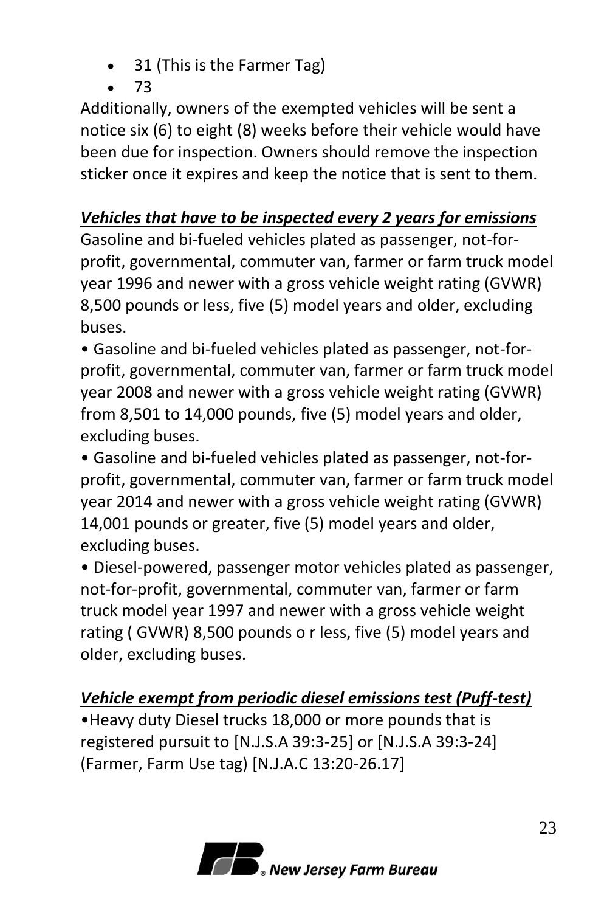- 31 (This is the Farmer Tag)
- 73

Additionally, owners of the exempted vehicles will be sent a notice six (6) to eight (8) weeks before their vehicle would have been due for inspection. Owners should remove the inspection sticker once it expires and keep the notice that is sent to them.

***Vehicles that have to be inspected every 2 years for emissions***

Gasoline and bi-fueled vehicles plated as passenger, not-for-profit, governmental, commuter van, farmer or farm truck model year 1996 and newer with a gross vehicle weight rating (GVWR) 8,500 pounds or less, five (5) model years and older, excluding buses.

• Gasoline and bi-fueled vehicles plated as passenger, not-for-profit, governmental, commuter van, farmer or farm truck model year 2008 and newer with a gross vehicle weight rating (GVWR) from 8,501 to 14,000 pounds, five (5) model years and older, excluding buses.

• Gasoline and bi-fueled vehicles plated as passenger, not-for-profit, governmental, commuter van, farmer or farm truck model year 2014 and newer with a gross vehicle weight rating (GVWR) 14,001 pounds or greater, five (5) model years and older, excluding buses.

• Diesel-powered, passenger motor vehicles plated as passenger, not-for-profit, governmental, commuter van, farmer or farm truck model year 1997 and newer with a gross vehicle weight rating ( GVWR) 8,500 pounds o r less, five (5) model years and older, excluding buses.

***Vehicle exempt from periodic diesel emissions test (Puff-test)***

•Heavy duty Diesel trucks 18,000 or more pounds that is registered pursuit to [N.J.S.A 39:3-25] or [N.J.S.A 39:3-24] (Farmer, Farm Use tag) [N.J.A.C 13:20-26.17]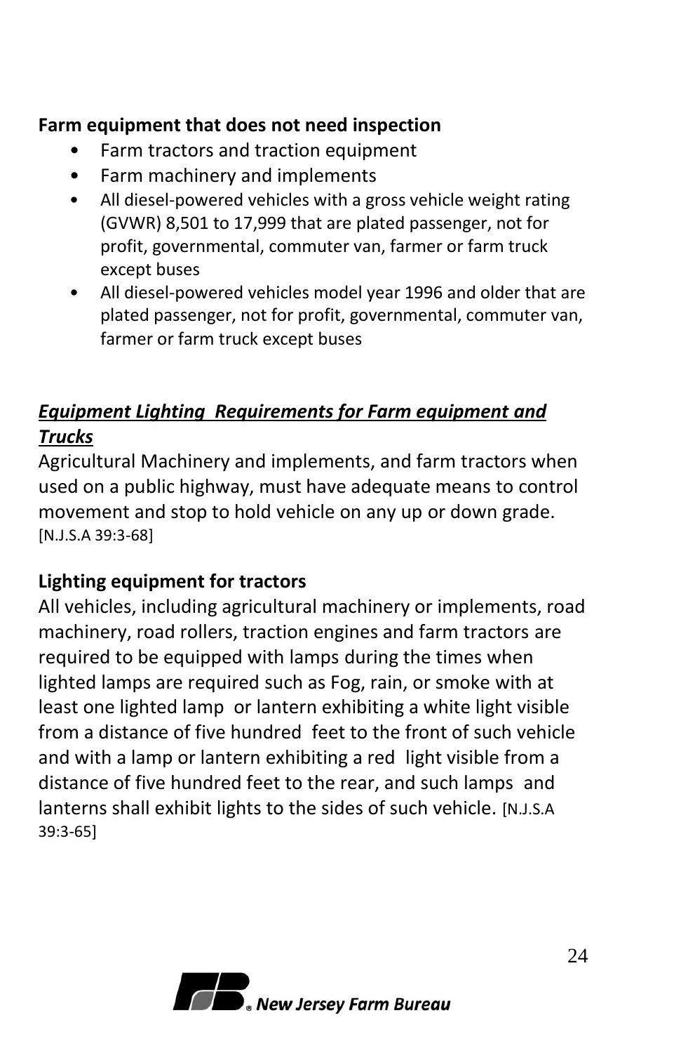**Farm equipment that does not need inspection**

- Farm tractors and traction equipment
- Farm machinery and implements
- All diesel-powered vehicles with a gross vehicle weight rating (GVWR) 8,501 to 17,999 that are plated passenger, not for profit, governmental, commuter van, farmer or farm truck except buses
- All diesel-powered vehicles model year 1996 and older that are plated passenger, not for profit, governmental, commuter van, farmer or farm truck except buses

***<u>Equipment Lighting Requirements for Farm equipment and Trucks</u>***

Agricultural Machinery and implements, and farm tractors when used on a public highway, must have adequate means to control movement and stop to hold vehicle on any up or down grade. [N.J.S.A 39:3-68]

**Lighting equipment for tractors**

All vehicles, including agricultural machinery or implements, road machinery, road rollers, traction engines and farm tractors are required to be equipped with lamps during the times when lighted lamps are required such as Fog, rain, or smoke with at least one lighted lamp or lantern exhibiting a white light visible from a distance of five hundred feet to the front of such vehicle and with a lamp or lantern exhibiting a red light visible from a distance of five hundred feet to the rear, and such lamps and lanterns shall exhibit lights to the sides of such vehicle. [N.J.S.A 39:3-65]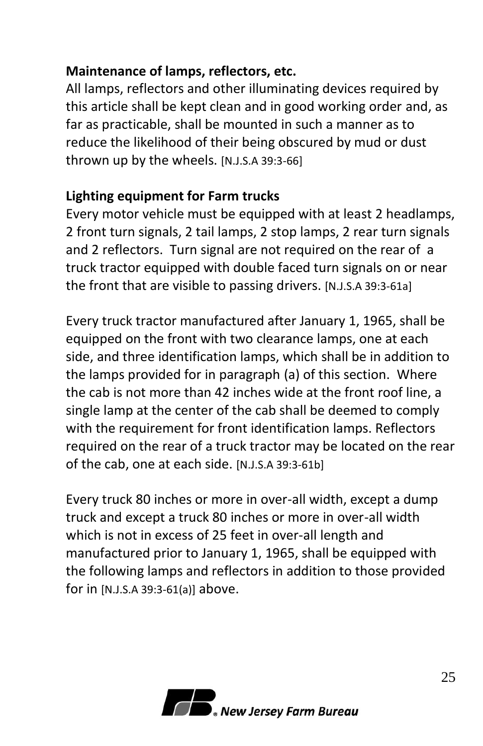**Maintenance of lamps, reflectors, etc.**

All lamps, reflectors and other illuminating devices required by this article shall be kept clean and in good working order and, as far as practicable, shall be mounted in such a manner as to reduce the likelihood of their being obscured by mud or dust thrown up by the wheels. [N.J.S.A 39:3-66]

**Lighting equipment for Farm trucks**

Every motor vehicle must be equipped with at least 2 headlamps, 2 front turn signals, 2 tail lamps, 2 stop lamps, 2 rear turn signals and 2 reflectors.  Turn signal are not required on the rear of  a truck tractor equipped with double faced turn signals on or near the front that are visible to passing drivers. [N.J.S.A 39:3-61a]

Every truck tractor manufactured after January 1, 1965, shall be equipped on the front with two clearance lamps, one at each side, and three identification lamps, which shall be in addition to the lamps provided for in paragraph (a) of this section.  Where the cab is not more than 42 inches wide at the front roof line, a single lamp at the center of the cab shall be deemed to comply with the requirement for front identification lamps. Reflectors required on the rear of a truck tractor may be located on the rear of the cab, one at each side. [N.J.S.A 39:3-61b]

Every truck 80 inches or more in over-all width, except a dump truck and except a truck 80 inches or more in over-all width which is not in excess of 25 feet in over-all length and manufactured prior to January 1, 1965, shall be equipped with the following lamps and reflectors in addition to those provided for in [N.J.S.A 39:3-61(a)] above.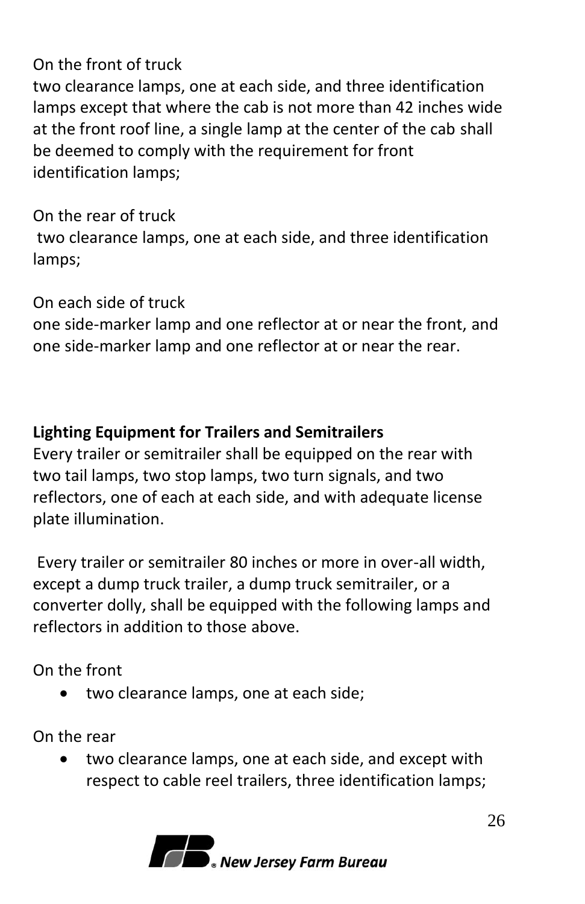On the front of truck
two clearance lamps, one at each side, and three identification lamps except that where the cab is not more than 42 inches wide at the front roof line, a single lamp at the center of the cab shall be deemed to comply with the requirement for front identification lamps;

On the rear of truck
two clearance lamps, one at each side, and three identification lamps;

On each side of truck
one side-marker lamp and one reflector at or near the front, and one side-marker lamp and one reflector at or near the rear.

**Lighting Equipment for Trailers and Semitrailers**
Every trailer or semitrailer shall be equipped on the rear with two tail lamps, two stop lamps, two turn signals, and two reflectors, one of each at each side, and with adequate license plate illumination.

Every trailer or semitrailer 80 inches or more in over-all width, except a dump truck trailer, a dump truck semitrailer, or a converter dolly, shall be equipped with the following lamps and reflectors in addition to those above.

On the front

- two clearance lamps, one at each side;

On the rear

- two clearance lamps, one at each side, and except with respect to cable reel trailers, three identification lamps;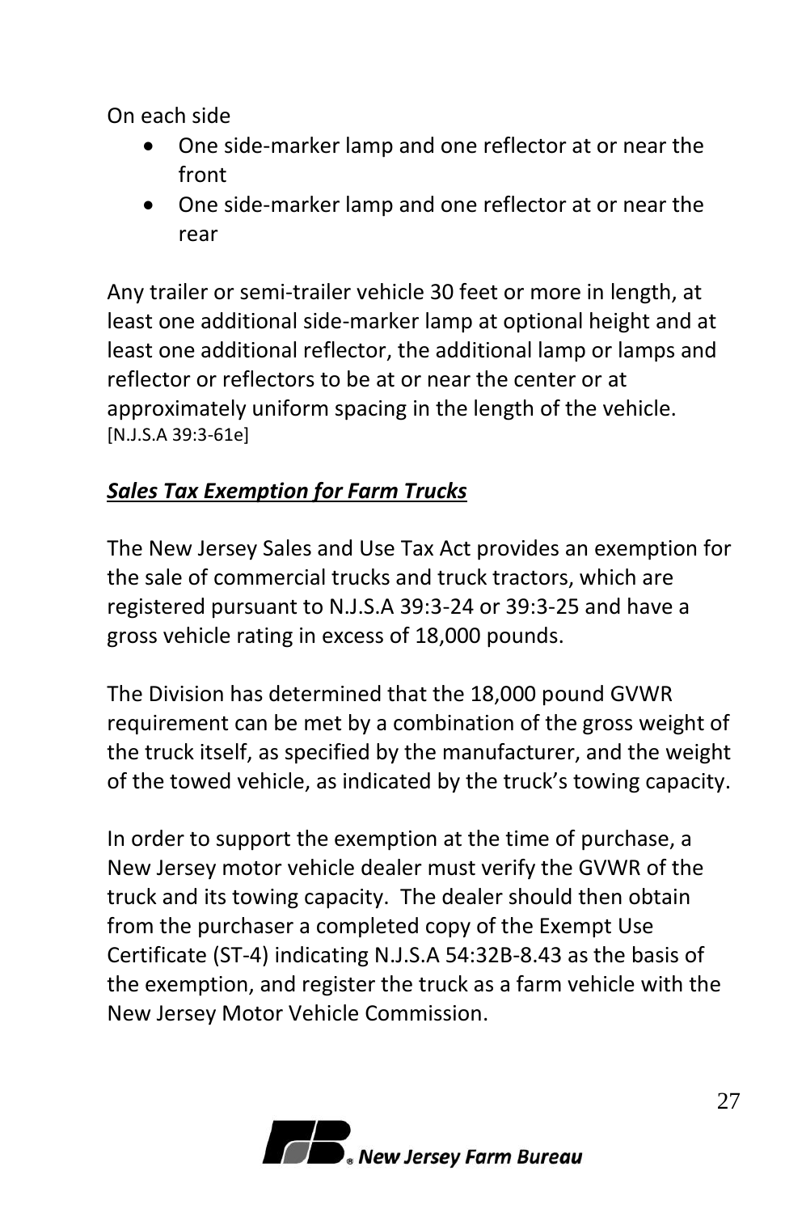On each side

- One side-marker lamp and one reflector at or near the front
- One side-marker lamp and one reflector at or near the rear

Any trailer or semi-trailer vehicle 30 feet or more in length, at least one additional side-marker lamp at optional height and at least one additional reflector, the additional lamp or lamps and reflector or reflectors to be at or near the center or at approximately uniform spacing in the length of the vehicle. [N.J.S.A 39:3-61e]

***Sales Tax Exemption for Farm Trucks***

The New Jersey Sales and Use Tax Act provides an exemption for the sale of commercial trucks and truck tractors, which are registered pursuant to N.J.S.A 39:3-24 or 39:3-25 and have a gross vehicle rating in excess of 18,000 pounds.

The Division has determined that the 18,000 pound GVWR requirement can be met by a combination of the gross weight of the truck itself, as specified by the manufacturer, and the weight of the towed vehicle, as indicated by the truck's towing capacity.

In order to support the exemption at the time of purchase, a New Jersey motor vehicle dealer must verify the GVWR of the truck and its towing capacity. The dealer should then obtain from the purchaser a completed copy of the Exempt Use Certificate (ST-4) indicating N.J.S.A 54:32B-8.43 as the basis of the exemption, and register the truck as a farm vehicle with the New Jersey Motor Vehicle Commission.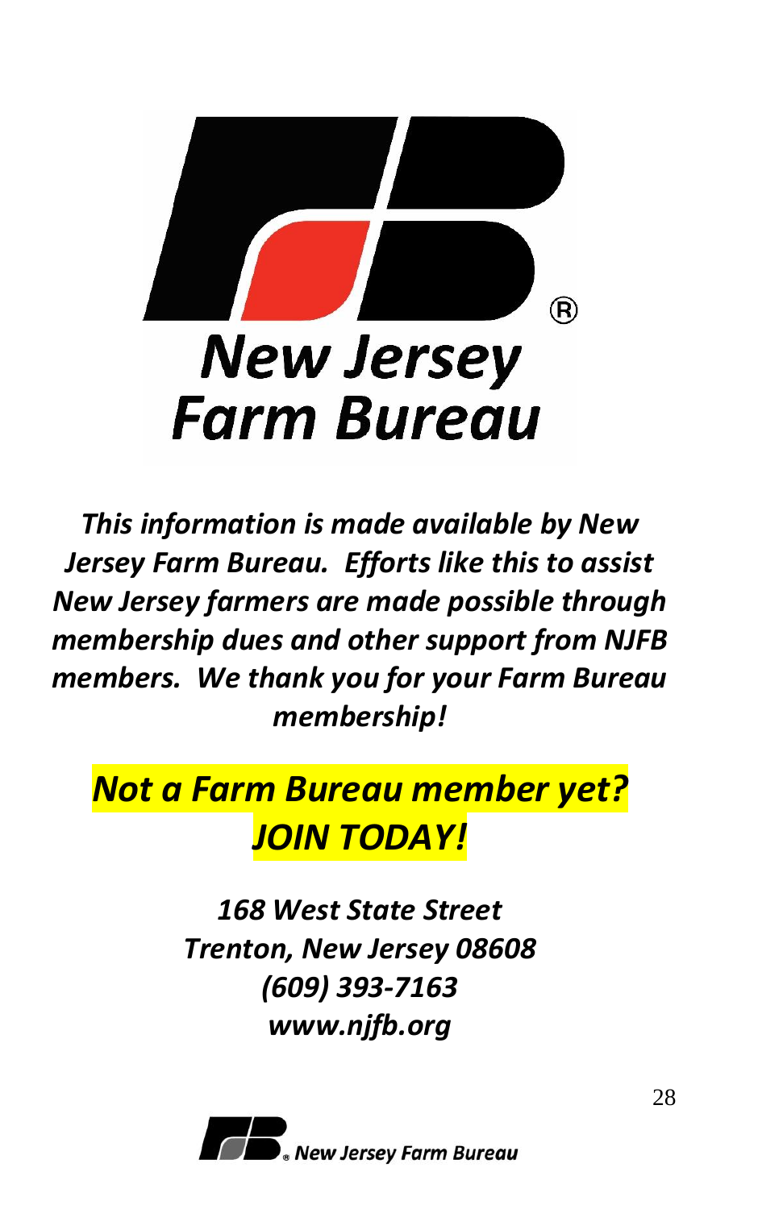New Jersey Farm Bureau

*This information is made available by New Jersey Farm Bureau. Efforts like this to assist New Jersey farmers are made possible through membership dues and other support from NJFB members. We thank you for your Farm Bureau membership!*

## *Not a Farm Bureau member yet? JOIN TODAY!*

*168 West State Street*
*Trenton, New Jersey 08608*
*(609) 393-7163*
*www.njfb.org*

New Jersey Farm Bureau